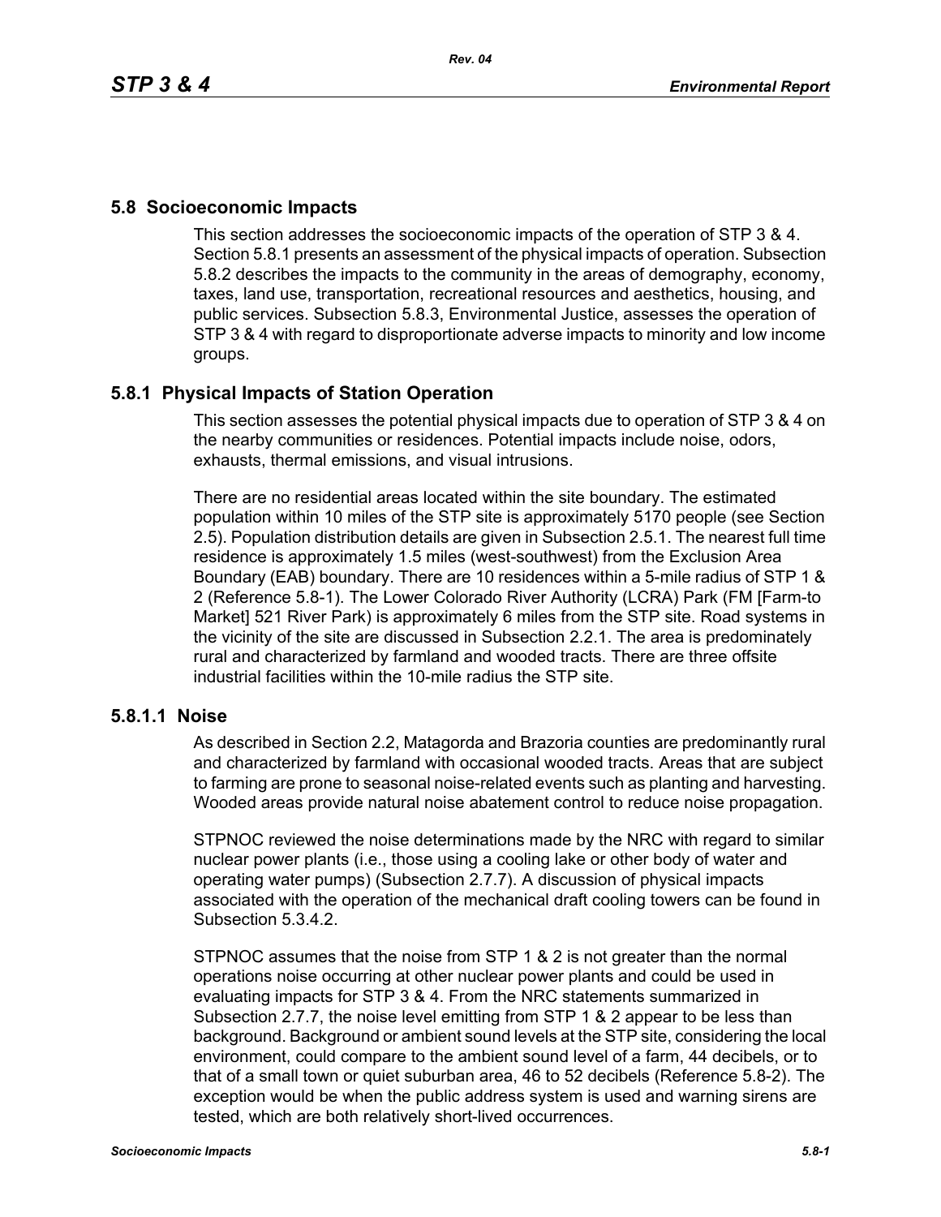## 5.8 Socioeconomic Impacts

This section addresses the socioeconomic impacts of the operation of STP 3 & 4. Section 5.8.1 presents an assessment of the physical impacts of operation. Subsection 5.8.2 describes the impacts to the community in the areas of demography, economy, taxes, land use, transportation, recreational resources and aesthetics, housing, and public services. Subsection 5.8.3, Environmental Justice, assesses the operation of STP 3 & 4 with regard to disproportionate adverse impacts to minority and low income groups.

### 5.8.1 Physical Impacts of Station Operation

This section assesses the potential physical impacts due to operation of STP 3 & 4 on the nearby communities or residences. Potential impacts include noise, odors, exhausts, thermal emissions, and visual intrusions.

There are no residential areas located within the site boundary. The estimated population within 10 miles of the STP site is approximately 5170 people (see Section 2.5). Population distribution details are given in Subsection 2.5.1. The nearest full time residence is approximately 1.5 miles (west-southwest) from the Exclusion Area Boundary (EAB) boundary. There are 10 residences within a 5-mile radius of STP 1 & 2 (Reference 5.8-1). The Lower Colorado River Authority (LCRA) Park (FM [Farm-to Market] 521 River Park) is approximately 6 miles from the STP site. Road systems in the vicinity of the site are discussed in Subsection 2.2.1. The area is predominately rural and characterized by farmland and wooded tracts. There are three offsite industrial facilities within the 10-mile radius the STP site.

#### 5.8.1.1 Noise

As described in Section 2.2, Matagorda and Brazoria counties are predominantly rural and characterized by farmland with occasional wooded tracts. Areas that are subject to farming are prone to seasonal noise-related events such as planting and harvesting. Wooded areas provide natural noise abatement control to reduce noise propagation.

STPNOC reviewed the noise determinations made by the NRC with regard to similar nuclear power plants (i.e., those using a cooling lake or other body of water and operating water pumps) (Subsection 2.7.7). A discussion of physical impacts associated with the operation of the mechanical draft cooling towers can be found in Subsection 5.3.4.2.

STPNOC assumes that the noise from STP 1 & 2 is not greater than the normal operations noise occurring at other nuclear power plants and could be used in evaluating impacts for STP 3 & 4. From the NRC statements summarized in Subsection 2.7.7, the noise level emitting from STP 1 & 2 appear to be less than background. Background or ambient sound levels at the STP site, considering the local environment, could compare to the ambient sound level of a farm, 44 decibels, or to that of a small town or quiet suburban area, 46 to 52 decibels (Reference 5.8-2). The exception would be when the public address system is used and warning sirens are tested, which are both relatively short-lived occurrences.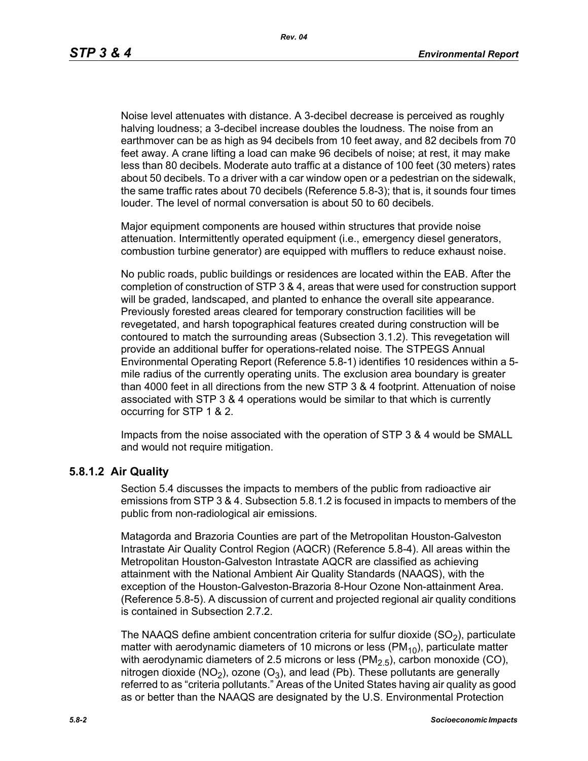Noise level attenuates with distance. A 3-decibel decrease is perceived as roughly halving loudness; a 3-decibel increase doubles the loudness. The noise from an earthmover can be as high as 94 decibels from 10 feet away, and 82 decibels from 70 feet away. A crane lifting a load can make 96 decibels of noise; at rest, it may make less than 80 decibels. Moderate auto traffic at a distance of 100 feet (30 meters) rates about 50 decibels. To a driver with a car window open or a pedestrian on the sidewalk, the same traffic rates about 70 decibels (Reference 5.8-3); that is, it sounds four times louder. The level of normal conversation is about 50 to 60 decibels.

Major equipment components are housed within structures that provide noise attenuation. Intermittently operated equipment (i.e., emergency diesel generators, combustion turbine generator) are equipped with mufflers to reduce exhaust noise.

No public roads, public buildings or residences are located within the EAB. After the completion of construction of STP 3 & 4, areas that were used for construction support will be graded, landscaped, and planted to enhance the overall site appearance. Previously forested areas cleared for temporary construction facilities will be revegetated, and harsh topographical features created during construction will be contoured to match the surrounding areas (Subsection 3.1.2). This revegetation will provide an additional buffer for operations-related noise. The STPEGS Annual Environmental Operating Report (Reference 5.8-1) identifies 10 residences within a 5-mile radius of the currently operating units. The exclusion area boundary is greater than 4000 feet in all directions from the new STP 3 & 4 footprint. Attenuation of noise associated with STP 3 & 4 operations would be similar to that which is currently occurring for STP 1 & 2.

Impacts from the noise associated with the operation of STP 3 & 4 would be SMALL and would not require mitigation.

### 5.8.1.2 Air Quality

Section 5.4 discusses the impacts to members of the public from radioactive air emissions from STP 3 & 4. Subsection 5.8.1.2 is focused in impacts to members of the public from non-radiological air emissions.

Matagorda and Brazoria Counties are part of the Metropolitan Houston-Galveston Intrastate Air Quality Control Region (AQCR) (Reference 5.8-4). All areas within the Metropolitan Houston-Galveston Intrastate AQCR are classified as achieving attainment with the National Ambient Air Quality Standards (NAAQS), with the exception of the Houston-Galveston-Brazoria 8-Hour Ozone Non-attainment Area. (Reference 5.8-5). A discussion of current and projected regional air quality conditions is contained in Subsection 2.7.2.

The NAAQS define ambient concentration criteria for sulfur dioxide ($SO_2$), particulate matter with aerodynamic diameters of 10 microns or less ($PM_{10}$), particulate matter with aerodynamic diameters of 2.5 microns or less ($PM_{2.5}$), carbon monoxide (CO), nitrogen dioxide ($NO_2$), ozone ($O_3$), and lead (Pb). These pollutants are generally referred to as "criteria pollutants." Areas of the United States having air quality as good as or better than the NAAQS are designated by the U.S. Environmental Protection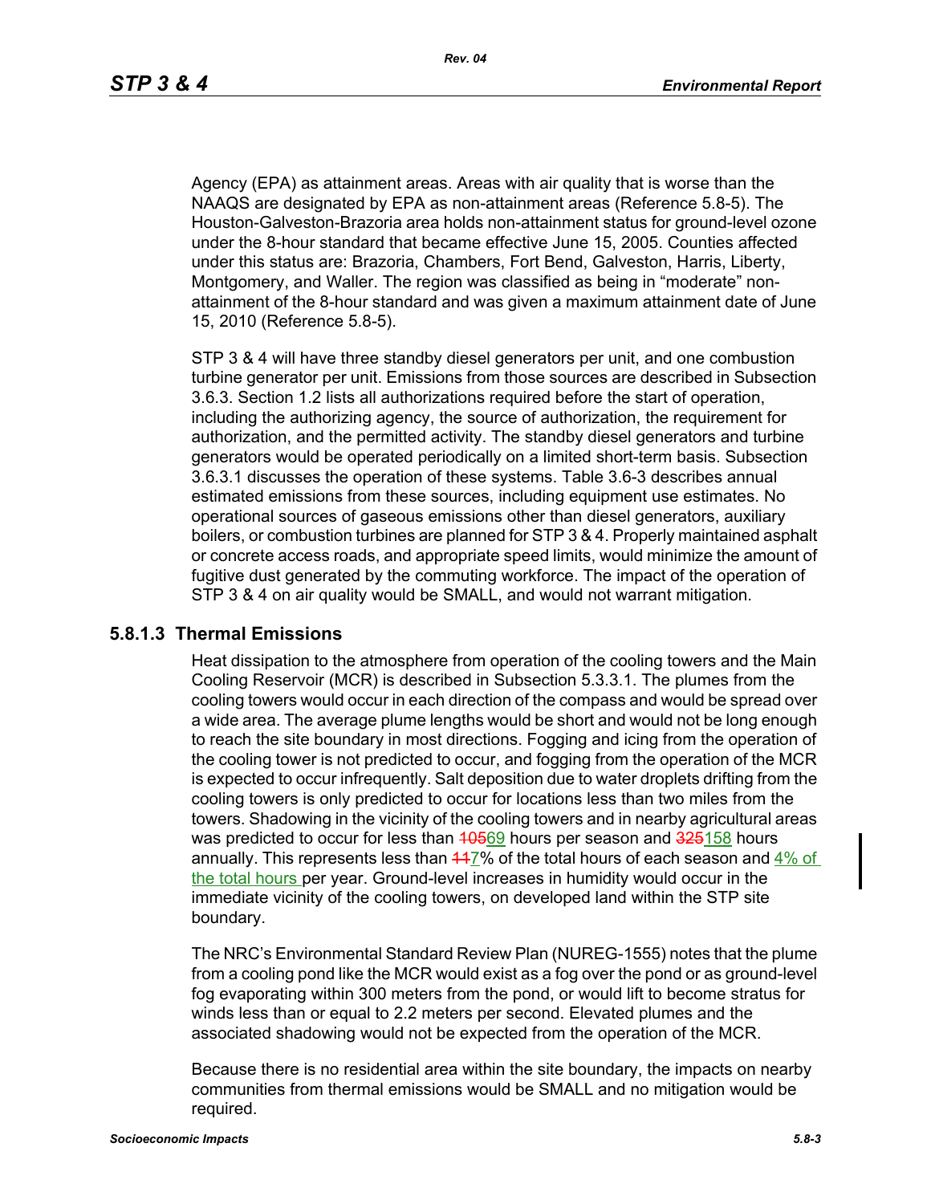Agency (EPA) as attainment areas. Areas with air quality that is worse than the NAAQS are designated by EPA as non-attainment areas (Reference 5.8-5). The Houston-Galveston-Brazoria area holds non-attainment status for ground-level ozone under the 8-hour standard that became effective June 15, 2005. Counties affected under this status are: Brazoria, Chambers, Fort Bend, Galveston, Harris, Liberty, Montgomery, and Waller. The region was classified as being in "moderate" non-attainment of the 8-hour standard and was given a maximum attainment date of June 15, 2010 (Reference 5.8-5).

STP 3 & 4 will have three standby diesel generators per unit, and one combustion turbine generator per unit. Emissions from those sources are described in Subsection 3.6.3. Section 1.2 lists all authorizations required before the start of operation, including the authorizing agency, the source of authorization, the requirement for authorization, and the permitted activity. The standby diesel generators and turbine generators would be operated periodically on a limited short-term basis. Subsection 3.6.3.1 discusses the operation of these systems. Table 3.6-3 describes annual estimated emissions from these sources, including equipment use estimates. No operational sources of gaseous emissions other than diesel generators, auxiliary boilers, or combustion turbines are planned for STP 3 & 4. Properly maintained asphalt or concrete access roads, and appropriate speed limits, would minimize the amount of fugitive dust generated by the commuting workforce. The impact of the operation of STP 3 & 4 on air quality would be SMALL, and would not warrant mitigation.

### 5.8.1.3 Thermal Emissions

Heat dissipation to the atmosphere from operation of the cooling towers and the Main Cooling Reservoir (MCR) is described in Subsection 5.3.3.1. The plumes from the cooling towers would occur in each direction of the compass and would be spread over a wide area. The average plume lengths would be short and would not be long enough to reach the site boundary in most directions. Fogging and icing from the operation of the cooling tower is not predicted to occur, and fogging from the operation of the MCR is expected to occur infrequently. Salt deposition due to water droplets drifting from the cooling towers is only predicted to occur for locations less than two miles from the towers. Shadowing in the vicinity of the cooling towers and in nearby agricultural areas was predicted to occur for less than ~~105~~69 hours per season and ~~325~~158 hours annually. This represents less than ~~11~~7% of the total hours of each season and 4% of the total hours per year. Ground-level increases in humidity would occur in the immediate vicinity of the cooling towers, on developed land within the STP site boundary.

The NRC's Environmental Standard Review Plan (NUREG-1555) notes that the plume from a cooling pond like the MCR would exist as a fog over the pond or as ground-level fog evaporating within 300 meters from the pond, or would lift to become stratus for winds less than or equal to 2.2 meters per second. Elevated plumes and the associated shadowing would not be expected from the operation of the MCR.

Because there is no residential area within the site boundary, the impacts on nearby communities from thermal emissions would be SMALL and no mitigation would be required.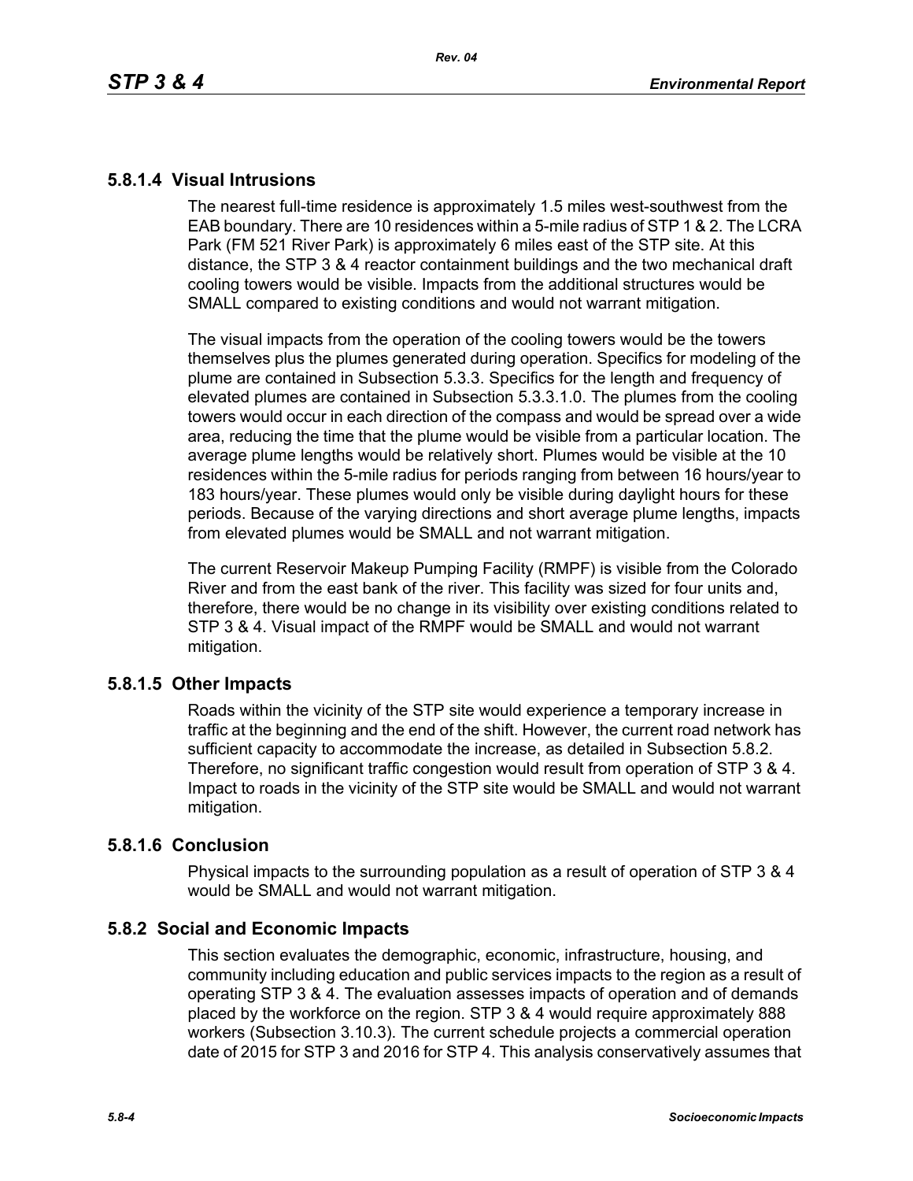### 5.8.1.4 Visual Intrusions

The nearest full-time residence is approximately 1.5 miles west-southwest from the EAB boundary. There are 10 residences within a 5-mile radius of STP 1 & 2. The LCRA Park (FM 521 River Park) is approximately 6 miles east of the STP site. At this distance, the STP 3 & 4 reactor containment buildings and the two mechanical draft cooling towers would be visible. Impacts from the additional structures would be SMALL compared to existing conditions and would not warrant mitigation.

The visual impacts from the operation of the cooling towers would be the towers themselves plus the plumes generated during operation. Specifics for modeling of the plume are contained in Subsection 5.3.3. Specifics for the length and frequency of elevated plumes are contained in Subsection 5.3.3.1.0. The plumes from the cooling towers would occur in each direction of the compass and would be spread over a wide area, reducing the time that the plume would be visible from a particular location. The average plume lengths would be relatively short. Plumes would be visible at the 10 residences within the 5-mile radius for periods ranging from between 16 hours/year to 183 hours/year. These plumes would only be visible during daylight hours for these periods. Because of the varying directions and short average plume lengths, impacts from elevated plumes would be SMALL and not warrant mitigation.

The current Reservoir Makeup Pumping Facility (RMPF) is visible from the Colorado River and from the east bank of the river. This facility was sized for four units and, therefore, there would be no change in its visibility over existing conditions related to STP 3 & 4. Visual impact of the RMPF would be SMALL and would not warrant mitigation.

### 5.8.1.5 Other Impacts

Roads within the vicinity of the STP site would experience a temporary increase in traffic at the beginning and the end of the shift. However, the current road network has sufficient capacity to accommodate the increase, as detailed in Subsection 5.8.2. Therefore, no significant traffic congestion would result from operation of STP 3 & 4. Impact to roads in the vicinity of the STP site would be SMALL and would not warrant mitigation.

### 5.8.1.6 Conclusion

Physical impacts to the surrounding population as a result of operation of STP 3 & 4 would be SMALL and would not warrant mitigation.

## 5.8.2 Social and Economic Impacts

This section evaluates the demographic, economic, infrastructure, housing, and community including education and public services impacts to the region as a result of operating STP 3 & 4. The evaluation assesses impacts of operation and of demands placed by the workforce on the region. STP 3 & 4 would require approximately 888 workers (Subsection 3.10.3). The current schedule projects a commercial operation date of 2015 for STP 3 and 2016 for STP 4. This analysis conservatively assumes that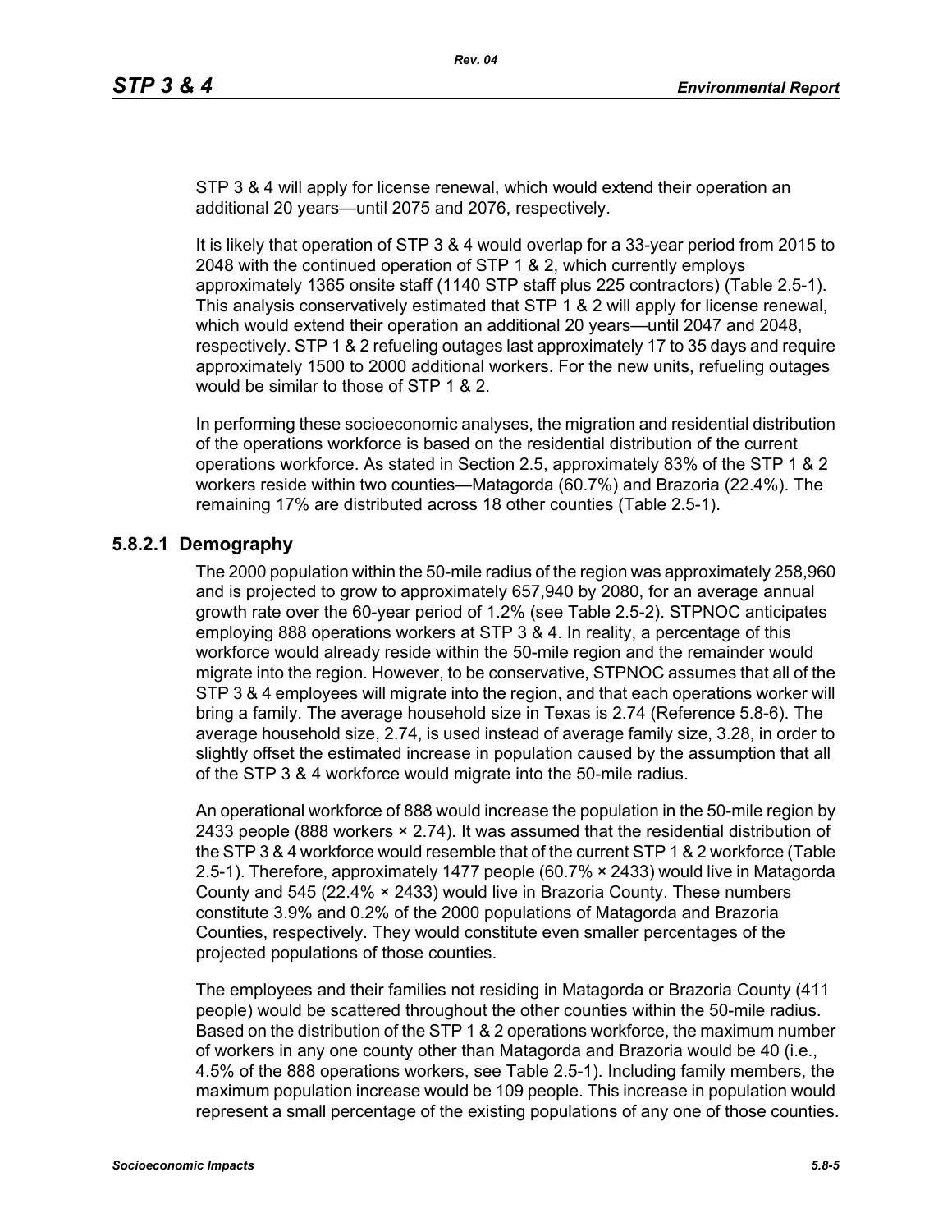STP 3 & 4 will apply for license renewal, which would extend their operation an additional 20 years—until 2075 and 2076, respectively.

It is likely that operation of STP 3 & 4 would overlap for a 33-year period from 2015 to 2048 with the continued operation of STP 1 & 2, which currently employs approximately 1365 onsite staff (1140 STP staff plus 225 contractors) (Table 2.5-1). This analysis conservatively estimated that STP 1 & 2 will apply for license renewal, which would extend their operation an additional 20 years—until 2047 and 2048, respectively. STP 1 & 2 refueling outages last approximately 17 to 35 days and require approximately 1500 to 2000 additional workers. For the new units, refueling outages would be similar to those of STP 1 & 2.

In performing these socioeconomic analyses, the migration and residential distribution of the operations workforce is based on the residential distribution of the current operations workforce. As stated in Section 2.5, approximately 83% of the STP 1 & 2 workers reside within two counties—Matagorda (60.7%) and Brazoria (22.4%). The remaining 17% are distributed across 18 other counties (Table 2.5-1).

### 5.8.2.1 Demography

The 2000 population within the 50-mile radius of the region was approximately 258,960 and is projected to grow to approximately 657,940 by 2080, for an average annual growth rate over the 60-year period of 1.2% (see Table 2.5-2). STPNOC anticipates employing 888 operations workers at STP 3 & 4. In reality, a percentage of this workforce would already reside within the 50-mile region and the remainder would migrate into the region. However, to be conservative, STPNOC assumes that all of the STP 3 & 4 employees will migrate into the region, and that each operations worker will bring a family. The average household size in Texas is 2.74 (Reference 5.8-6). The average household size, 2.74, is used instead of average family size, 3.28, in order to slightly offset the estimated increase in population caused by the assumption that all of the STP 3 & 4 workforce would migrate into the 50-mile radius.

An operational workforce of 888 would increase the population in the 50-mile region by 2433 people (888 workers × 2.74). It was assumed that the residential distribution of the STP 3 & 4 workforce would resemble that of the current STP 1 & 2 workforce (Table 2.5-1). Therefore, approximately 1477 people (60.7% × 2433) would live in Matagorda County and 545 (22.4% × 2433) would live in Brazoria County. These numbers constitute 3.9% and 0.2% of the 2000 populations of Matagorda and Brazoria Counties, respectively. They would constitute even smaller percentages of the projected populations of those counties.

The employees and their families not residing in Matagorda or Brazoria County (411 people) would be scattered throughout the other counties within the 50-mile radius. Based on the distribution of the STP 1 & 2 operations workforce, the maximum number of workers in any one county other than Matagorda and Brazoria would be 40 (i.e., 4.5% of the 888 operations workers, see Table 2.5-1). Including family members, the maximum population increase would be 109 people. This increase in population would represent a small percentage of the existing populations of any one of those counties.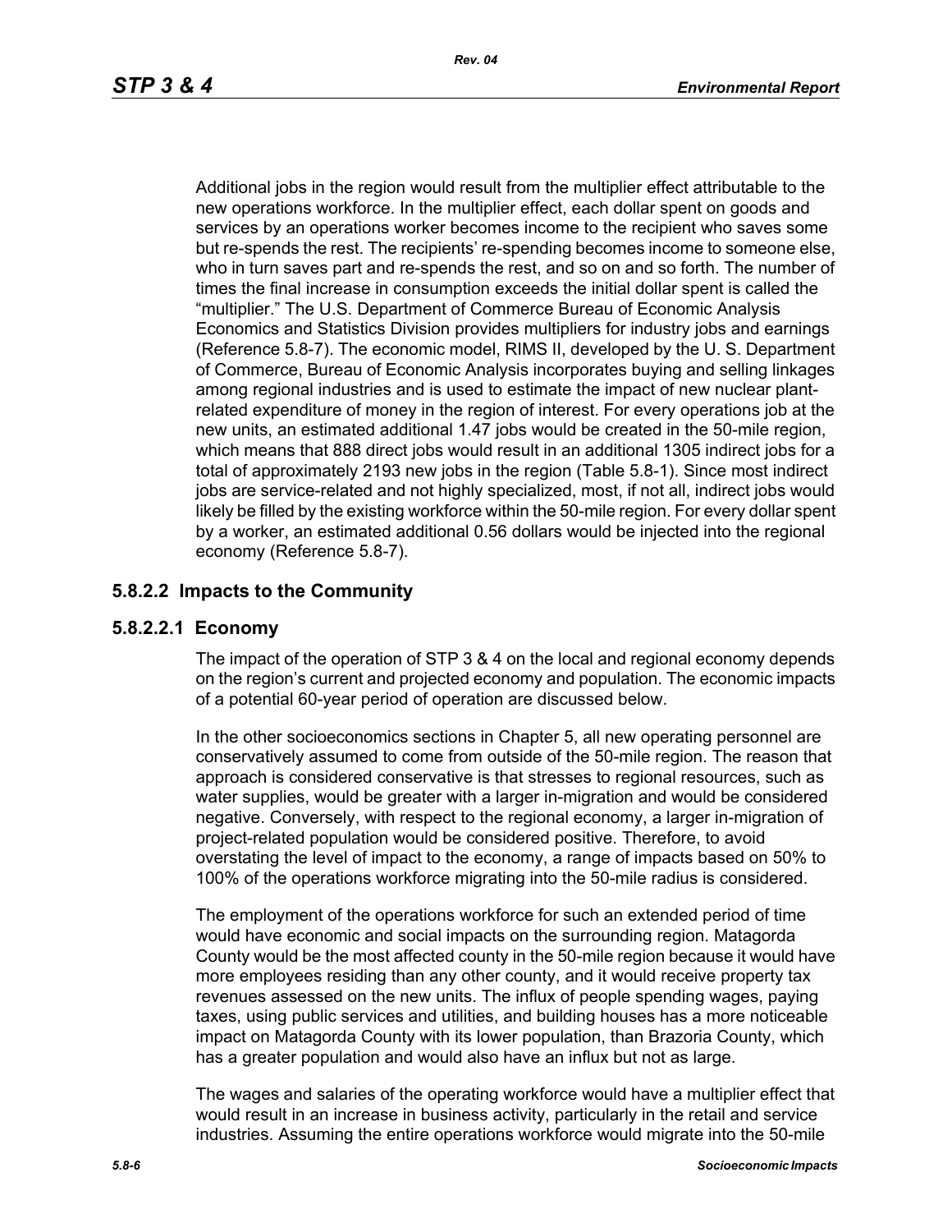Additional jobs in the region would result from the multiplier effect attributable to the new operations workforce. In the multiplier effect, each dollar spent on goods and services by an operations worker becomes income to the recipient who saves some but re-spends the rest. The recipients' re-spending becomes income to someone else, who in turn saves part and re-spends the rest, and so on and so forth. The number of times the final increase in consumption exceeds the initial dollar spent is called the "multiplier." The U.S. Department of Commerce Bureau of Economic Analysis Economics and Statistics Division provides multipliers for industry jobs and earnings (Reference 5.8-7). The economic model, RIMS II, developed by the U. S. Department of Commerce, Bureau of Economic Analysis incorporates buying and selling linkages among regional industries and is used to estimate the impact of new nuclear plant-related expenditure of money in the region of interest. For every operations job at the new units, an estimated additional 1.47 jobs would be created in the 50-mile region, which means that 888 direct jobs would result in an additional 1305 indirect jobs for a total of approximately 2193 new jobs in the region (Table 5.8-1). Since most indirect jobs are service-related and not highly specialized, most, if not all, indirect jobs would likely be filled by the existing workforce within the 50-mile region. For every dollar spent by a worker, an estimated additional 0.56 dollars would be injected into the regional economy (Reference 5.8-7).

### 5.8.2.2 Impacts to the Community

#### 5.8.2.2.1 Economy

The impact of the operation of STP 3 & 4 on the local and regional economy depends on the region's current and projected economy and population. The economic impacts of a potential 60-year period of operation are discussed below.

In the other socioeconomics sections in Chapter 5, all new operating personnel are conservatively assumed to come from outside of the 50-mile region. The reason that approach is considered conservative is that stresses to regional resources, such as water supplies, would be greater with a larger in-migration and would be considered negative. Conversely, with respect to the regional economy, a larger in-migration of project-related population would be considered positive. Therefore, to avoid overstating the level of impact to the economy, a range of impacts based on 50% to 100% of the operations workforce migrating into the 50-mile radius is considered.

The employment of the operations workforce for such an extended period of time would have economic and social impacts on the surrounding region. Matagorda County would be the most affected county in the 50-mile region because it would have more employees residing than any other county, and it would receive property tax revenues assessed on the new units. The influx of people spending wages, paying taxes, using public services and utilities, and building houses has a more noticeable impact on Matagorda County with its lower population, than Brazoria County, which has a greater population and would also have an influx but not as large.

The wages and salaries of the operating workforce would have a multiplier effect that would result in an increase in business activity, particularly in the retail and service industries. Assuming the entire operations workforce would migrate into the 50-mile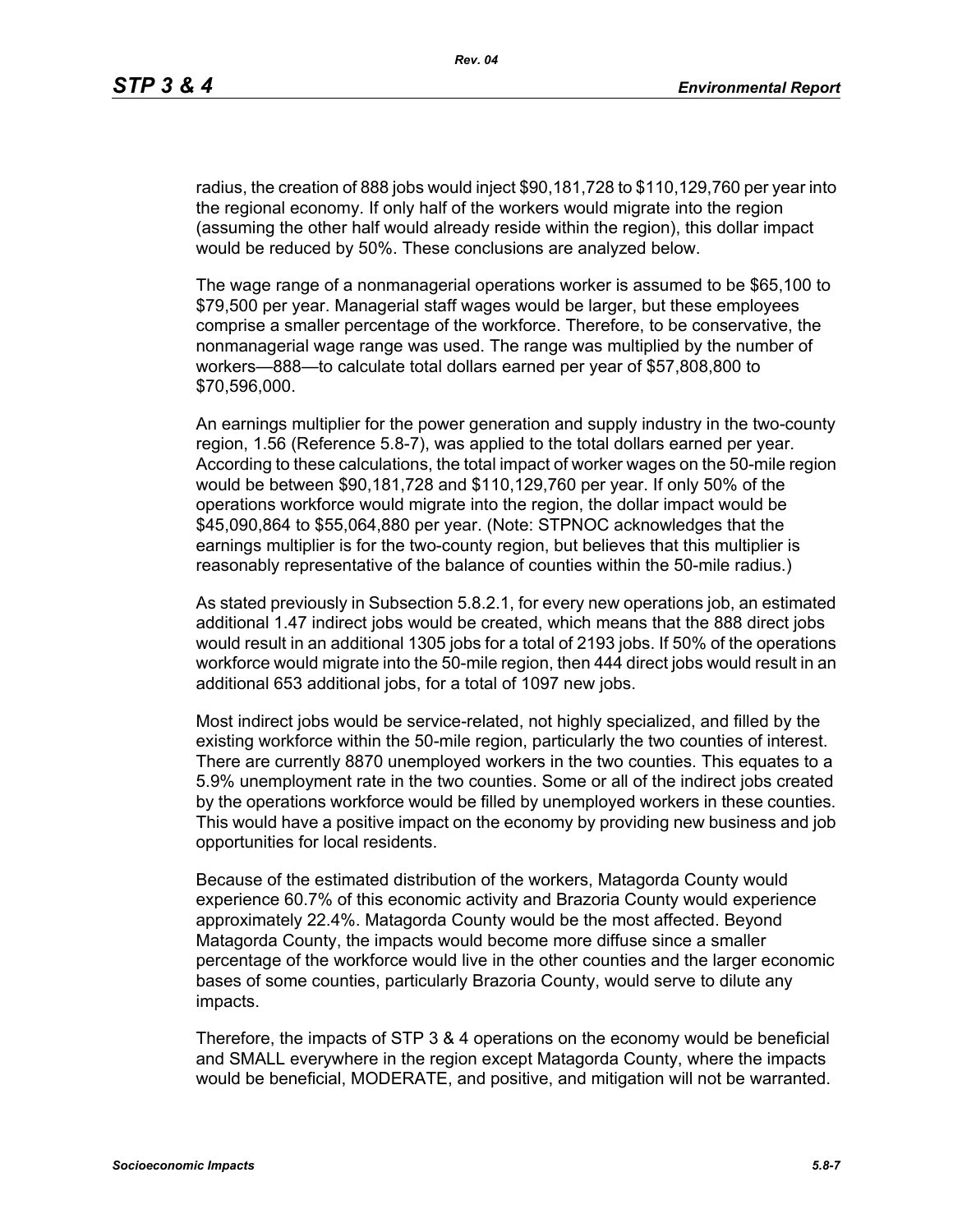radius, the creation of 888 jobs would inject $90,181,728 to $110,129,760 per year into the regional economy. If only half of the workers would migrate into the region (assuming the other half would already reside within the region), this dollar impact would be reduced by 50%. These conclusions are analyzed below.

The wage range of a nonmanagerial operations worker is assumed to be $65,100 to $79,500 per year. Managerial staff wages would be larger, but these employees comprise a smaller percentage of the workforce. Therefore, to be conservative, the nonmanagerial wage range was used. The range was multiplied by the number of workers—888—to calculate total dollars earned per year of $57,808,800 to $70,596,000.

An earnings multiplier for the power generation and supply industry in the two-county region, 1.56 (Reference 5.8-7), was applied to the total dollars earned per year. According to these calculations, the total impact of worker wages on the 50-mile region would be between $90,181,728 and $110,129,760 per year. If only 50% of the operations workforce would migrate into the region, the dollar impact would be $45,090,864 to $55,064,880 per year. (Note: STPNOC acknowledges that the earnings multiplier is for the two-county region, but believes that this multiplier is reasonably representative of the balance of counties within the 50-mile radius.)

As stated previously in Subsection 5.8.2.1, for every new operations job, an estimated additional 1.47 indirect jobs would be created, which means that the 888 direct jobs would result in an additional 1305 jobs for a total of 2193 jobs. If 50% of the operations workforce would migrate into the 50-mile region, then 444 direct jobs would result in an additional 653 additional jobs, for a total of 1097 new jobs.

Most indirect jobs would be service-related, not highly specialized, and filled by the existing workforce within the 50-mile region, particularly the two counties of interest. There are currently 8870 unemployed workers in the two counties. This equates to a 5.9% unemployment rate in the two counties. Some or all of the indirect jobs created by the operations workforce would be filled by unemployed workers in these counties. This would have a positive impact on the economy by providing new business and job opportunities for local residents.

Because of the estimated distribution of the workers, Matagorda County would experience 60.7% of this economic activity and Brazoria County would experience approximately 22.4%. Matagorda County would be the most affected. Beyond Matagorda County, the impacts would become more diffuse since a smaller percentage of the workforce would live in the other counties and the larger economic bases of some counties, particularly Brazoria County, would serve to dilute any impacts.

Therefore, the impacts of STP 3 & 4 operations on the economy would be beneficial and SMALL everywhere in the region except Matagorda County, where the impacts would be beneficial, MODERATE, and positive, and mitigation will not be warranted.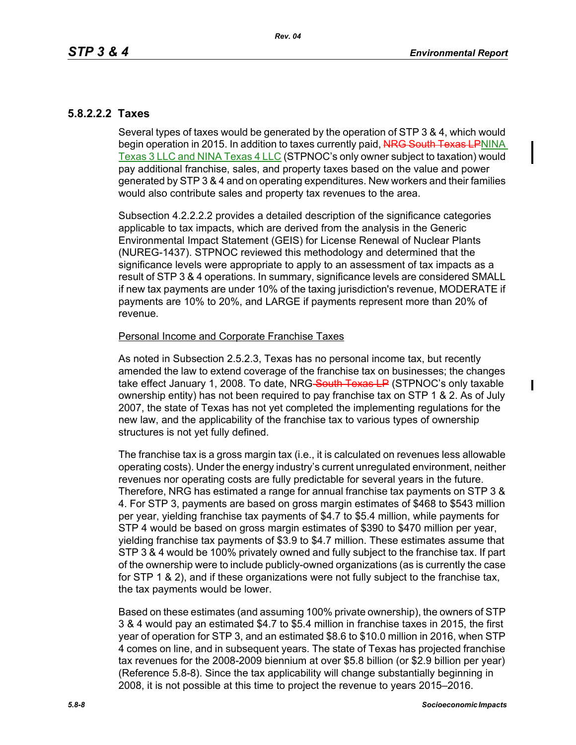### 5.8.2.2.2 Taxes

Several types of taxes would be generated by the operation of STP 3 & 4, which would begin operation in 2015. In addition to taxes currently paid, ~~NRG South Texas LP~~NINA Texas 3 LLC and NINA Texas 4 LLC (STPNOC's only owner subject to taxation) would pay additional franchise, sales, and property taxes based on the value and power generated by STP 3 & 4 and on operating expenditures. New workers and their families would also contribute sales and property tax revenues to the area.

Subsection 4.2.2.2.2 provides a detailed description of the significance categories applicable to tax impacts, which are derived from the analysis in the Generic Environmental Impact Statement (GEIS) for License Renewal of Nuclear Plants (NUREG-1437). STPNOC reviewed this methodology and determined that the significance levels were appropriate to apply to an assessment of tax impacts as a result of STP 3 & 4 operations. In summary, significance levels are considered SMALL if new tax payments are under 10% of the taxing jurisdiction's revenue, MODERATE if payments are 10% to 20%, and LARGE if payments represent more than 20% of revenue.

<u>Personal Income and Corporate Franchise Taxes</u>

As noted in Subsection 2.5.2.3, Texas has no personal income tax, but recently amended the law to extend coverage of the franchise tax on businesses; the changes take effect January 1, 2008. To date, NRG~~ South Texas LP~~ (STPNOC's only taxable ownership entity) has not been required to pay franchise tax on STP 1 & 2. As of July 2007, the state of Texas has not yet completed the implementing regulations for the new law, and the applicability of the franchise tax to various types of ownership structures is not yet fully defined.

The franchise tax is a gross margin tax (i.e., it is calculated on revenues less allowable operating costs). Under the energy industry's current unregulated environment, neither revenues nor operating costs are fully predictable for several years in the future. Therefore, NRG has estimated a range for annual franchise tax payments on STP 3 & 4. For STP 3, payments are based on gross margin estimates of $468 to $543 million per year, yielding franchise tax payments of $4.7 to $5.4 million, while payments for STP 4 would be based on gross margin estimates of $390 to $470 million per year, yielding franchise tax payments of $3.9 to $4.7 million. These estimates assume that STP 3 & 4 would be 100% privately owned and fully subject to the franchise tax. If part of the ownership were to include publicly-owned organizations (as is currently the case for STP 1 & 2), and if these organizations were not fully subject to the franchise tax, the tax payments would be lower.

Based on these estimates (and assuming 100% private ownership), the owners of STP 3 & 4 would pay an estimated $4.7 to $5.4 million in franchise taxes in 2015, the first year of operation for STP 3, and an estimated $8.6 to $10.0 million in 2016, when STP 4 comes on line, and in subsequent years. The state of Texas has projected franchise tax revenues for the 2008-2009 biennium at over $5.8 billion (or $2.9 billion per year) (Reference 5.8-8). Since the tax applicability will change substantially beginning in 2008, it is not possible at this time to project the revenue to years 2015–2016.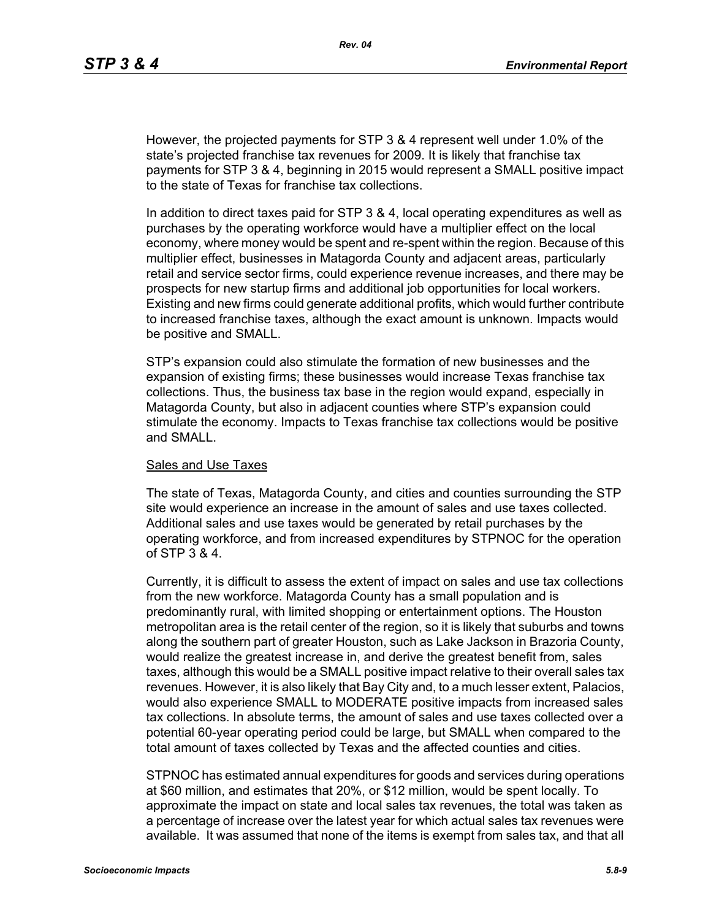However, the projected payments for STP 3 & 4 represent well under 1.0% of the state's projected franchise tax revenues for 2009. It is likely that franchise tax payments for STP 3 & 4, beginning in 2015 would represent a SMALL positive impact to the state of Texas for franchise tax collections.

In addition to direct taxes paid for STP 3 & 4, local operating expenditures as well as purchases by the operating workforce would have a multiplier effect on the local economy, where money would be spent and re-spent within the region. Because of this multiplier effect, businesses in Matagorda County and adjacent areas, particularly retail and service sector firms, could experience revenue increases, and there may be prospects for new startup firms and additional job opportunities for local workers. Existing and new firms could generate additional profits, which would further contribute to increased franchise taxes, although the exact amount is unknown. Impacts would be positive and SMALL.

STP's expansion could also stimulate the formation of new businesses and the expansion of existing firms; these businesses would increase Texas franchise tax collections. Thus, the business tax base in the region would expand, especially in Matagorda County, but also in adjacent counties where STP's expansion could stimulate the economy. Impacts to Texas franchise tax collections would be positive and SMALL.

<u>Sales and Use Taxes</u>

The state of Texas, Matagorda County, and cities and counties surrounding the STP site would experience an increase in the amount of sales and use taxes collected. Additional sales and use taxes would be generated by retail purchases by the operating workforce, and from increased expenditures by STPNOC for the operation of STP 3 & 4.

Currently, it is difficult to assess the extent of impact on sales and use tax collections from the new workforce. Matagorda County has a small population and is predominantly rural, with limited shopping or entertainment options. The Houston metropolitan area is the retail center of the region, so it is likely that suburbs and towns along the southern part of greater Houston, such as Lake Jackson in Brazoria County, would realize the greatest increase in, and derive the greatest benefit from, sales taxes, although this would be a SMALL positive impact relative to their overall sales tax revenues. However, it is also likely that Bay City and, to a much lesser extent, Palacios, would also experience SMALL to MODERATE positive impacts from increased sales tax collections. In absolute terms, the amount of sales and use taxes collected over a potential 60-year operating period could be large, but SMALL when compared to the total amount of taxes collected by Texas and the affected counties and cities.

STPNOC has estimated annual expenditures for goods and services during operations at $60 million, and estimates that 20%, or $12 million, would be spent locally. To approximate the impact on state and local sales tax revenues, the total was taken as a percentage of increase over the latest year for which actual sales tax revenues were available. It was assumed that none of the items is exempt from sales tax, and that all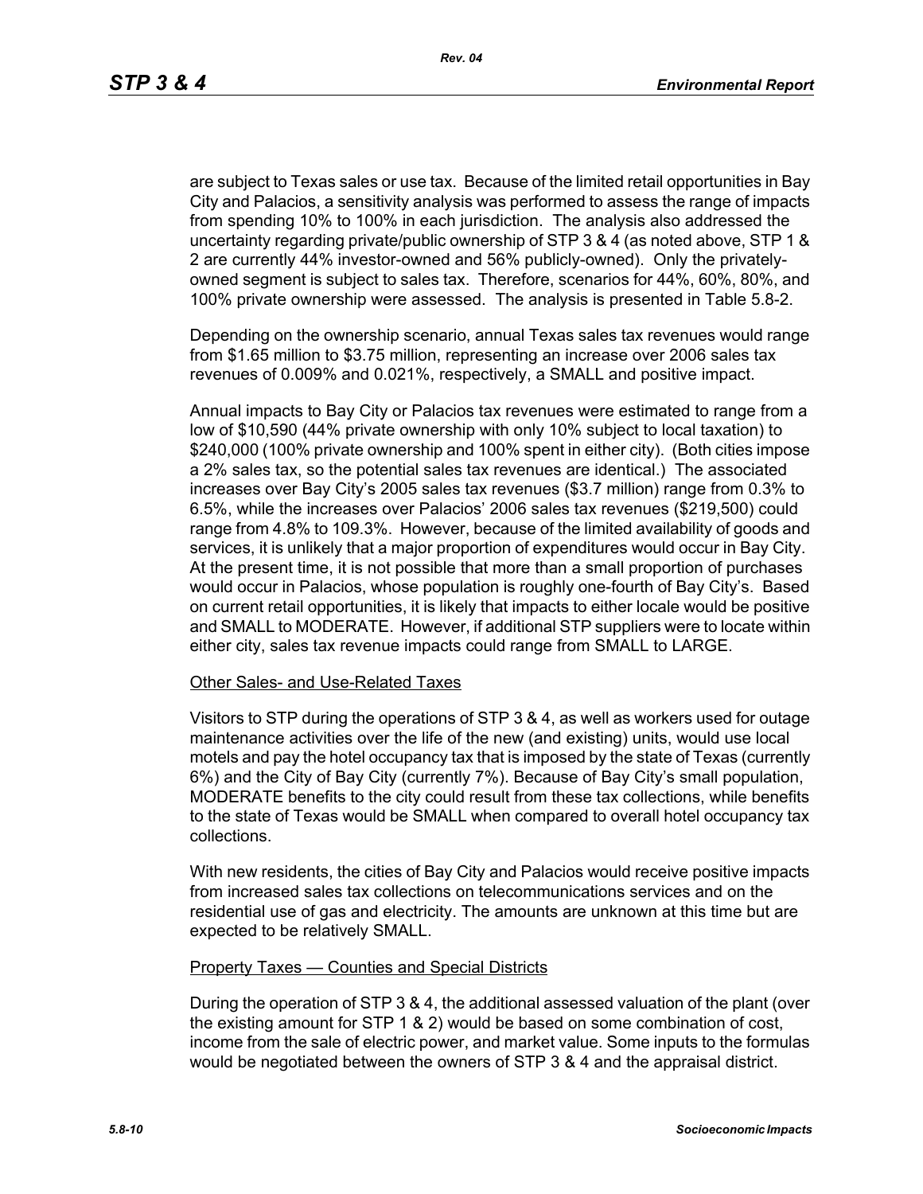are subject to Texas sales or use tax. Because of the limited retail opportunities in Bay City and Palacios, a sensitivity analysis was performed to assess the range of impacts from spending 10% to 100% in each jurisdiction. The analysis also addressed the uncertainty regarding private/public ownership of STP 3 & 4 (as noted above, STP 1 & 2 are currently 44% investor-owned and 56% publicly-owned). Only the privately-owned segment is subject to sales tax. Therefore, scenarios for 44%, 60%, 80%, and 100% private ownership were assessed. The analysis is presented in Table 5.8-2.

Depending on the ownership scenario, annual Texas sales tax revenues would range from \$1.65 million to \$3.75 million, representing an increase over 2006 sales tax revenues of 0.009% and 0.021%, respectively, a SMALL and positive impact.

Annual impacts to Bay City or Palacios tax revenues were estimated to range from a low of \$10,590 (44% private ownership with only 10% subject to local taxation) to \$240,000 (100% private ownership and 100% spent in either city). (Both cities impose a 2% sales tax, so the potential sales tax revenues are identical.) The associated increases over Bay City's 2005 sales tax revenues (\$3.7 million) range from 0.3% to 6.5%, while the increases over Palacios' 2006 sales tax revenues (\$219,500) could range from 4.8% to 109.3%. However, because of the limited availability of goods and services, it is unlikely that a major proportion of expenditures would occur in Bay City. At the present time, it is not possible that more than a small proportion of purchases would occur in Palacios, whose population is roughly one-fourth of Bay City's. Based on current retail opportunities, it is likely that impacts to either locale would be positive and SMALL to MODERATE. However, if additional STP suppliers were to locate within either city, sales tax revenue impacts could range from SMALL to LARGE.

Other Sales- and Use-Related Taxes

Visitors to STP during the operations of STP 3 & 4, as well as workers used for outage maintenance activities over the life of the new (and existing) units, would use local motels and pay the hotel occupancy tax that is imposed by the state of Texas (currently 6%) and the City of Bay City (currently 7%). Because of Bay City's small population, MODERATE benefits to the city could result from these tax collections, while benefits to the state of Texas would be SMALL when compared to overall hotel occupancy tax collections.

With new residents, the cities of Bay City and Palacios would receive positive impacts from increased sales tax collections on telecommunications services and on the residential use of gas and electricity. The amounts are unknown at this time but are expected to be relatively SMALL.

Property Taxes — Counties and Special Districts

During the operation of STP 3 & 4, the additional assessed valuation of the plant (over the existing amount for STP 1 & 2) would be based on some combination of cost, income from the sale of electric power, and market value. Some inputs to the formulas would be negotiated between the owners of STP 3 & 4 and the appraisal district.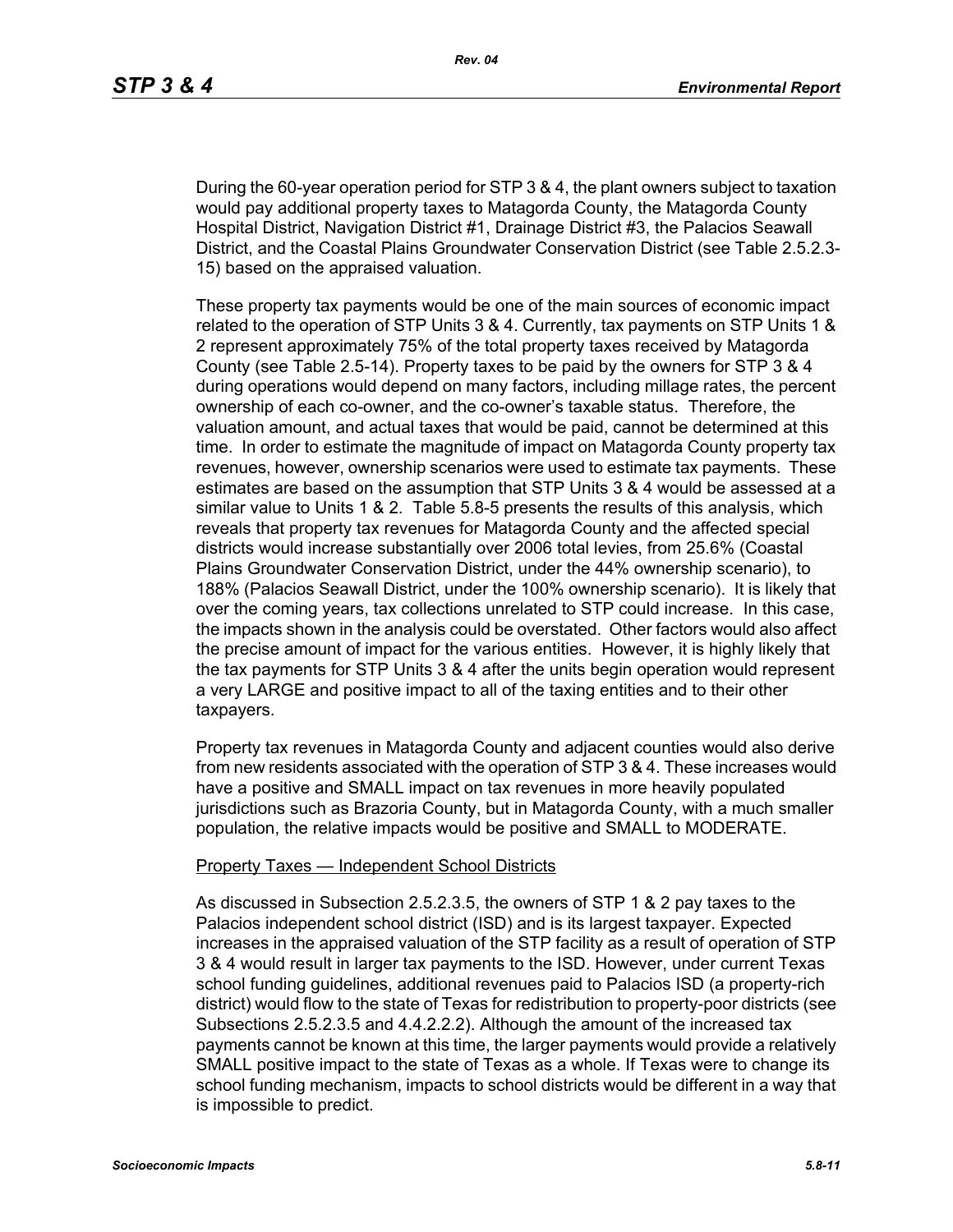During the 60-year operation period for STP 3 & 4, the plant owners subject to taxation would pay additional property taxes to Matagorda County, the Matagorda County Hospital District, Navigation District #1, Drainage District #3, the Palacios Seawall District, and the Coastal Plains Groundwater Conservation District (see Table 2.5.2.3-15) based on the appraised valuation.

These property tax payments would be one of the main sources of economic impact related to the operation of STP Units 3 & 4. Currently, tax payments on STP Units 1 & 2 represent approximately 75% of the total property taxes received by Matagorda County (see Table 2.5-14). Property taxes to be paid by the owners for STP 3 & 4 during operations would depend on many factors, including millage rates, the percent ownership of each co-owner, and the co-owner's taxable status. Therefore, the valuation amount, and actual taxes that would be paid, cannot be determined at this time. In order to estimate the magnitude of impact on Matagorda County property tax revenues, however, ownership scenarios were used to estimate tax payments. These estimates are based on the assumption that STP Units 3 & 4 would be assessed at a similar value to Units 1 & 2. Table 5.8-5 presents the results of this analysis, which reveals that property tax revenues for Matagorda County and the affected special districts would increase substantially over 2006 total levies, from 25.6% (Coastal Plains Groundwater Conservation District, under the 44% ownership scenario), to 188% (Palacios Seawall District, under the 100% ownership scenario). It is likely that over the coming years, tax collections unrelated to STP could increase. In this case, the impacts shown in the analysis could be overstated. Other factors would also affect the precise amount of impact for the various entities. However, it is highly likely that the tax payments for STP Units 3 & 4 after the units begin operation would represent a very LARGE and positive impact to all of the taxing entities and to their other taxpayers.

Property tax revenues in Matagorda County and adjacent counties would also derive from new residents associated with the operation of STP 3 & 4. These increases would have a positive and SMALL impact on tax revenues in more heavily populated jurisdictions such as Brazoria County, but in Matagorda County, with a much smaller population, the relative impacts would be positive and SMALL to MODERATE.

Property Taxes — Independent School Districts

As discussed in Subsection 2.5.2.3.5, the owners of STP 1 & 2 pay taxes to the Palacios independent school district (ISD) and is its largest taxpayer. Expected increases in the appraised valuation of the STP facility as a result of operation of STP 3 & 4 would result in larger tax payments to the ISD. However, under current Texas school funding guidelines, additional revenues paid to Palacios ISD (a property-rich district) would flow to the state of Texas for redistribution to property-poor districts (see Subsections 2.5.2.3.5 and 4.4.2.2.2). Although the amount of the increased tax payments cannot be known at this time, the larger payments would provide a relatively SMALL positive impact to the state of Texas as a whole. If Texas were to change its school funding mechanism, impacts to school districts would be different in a way that is impossible to predict.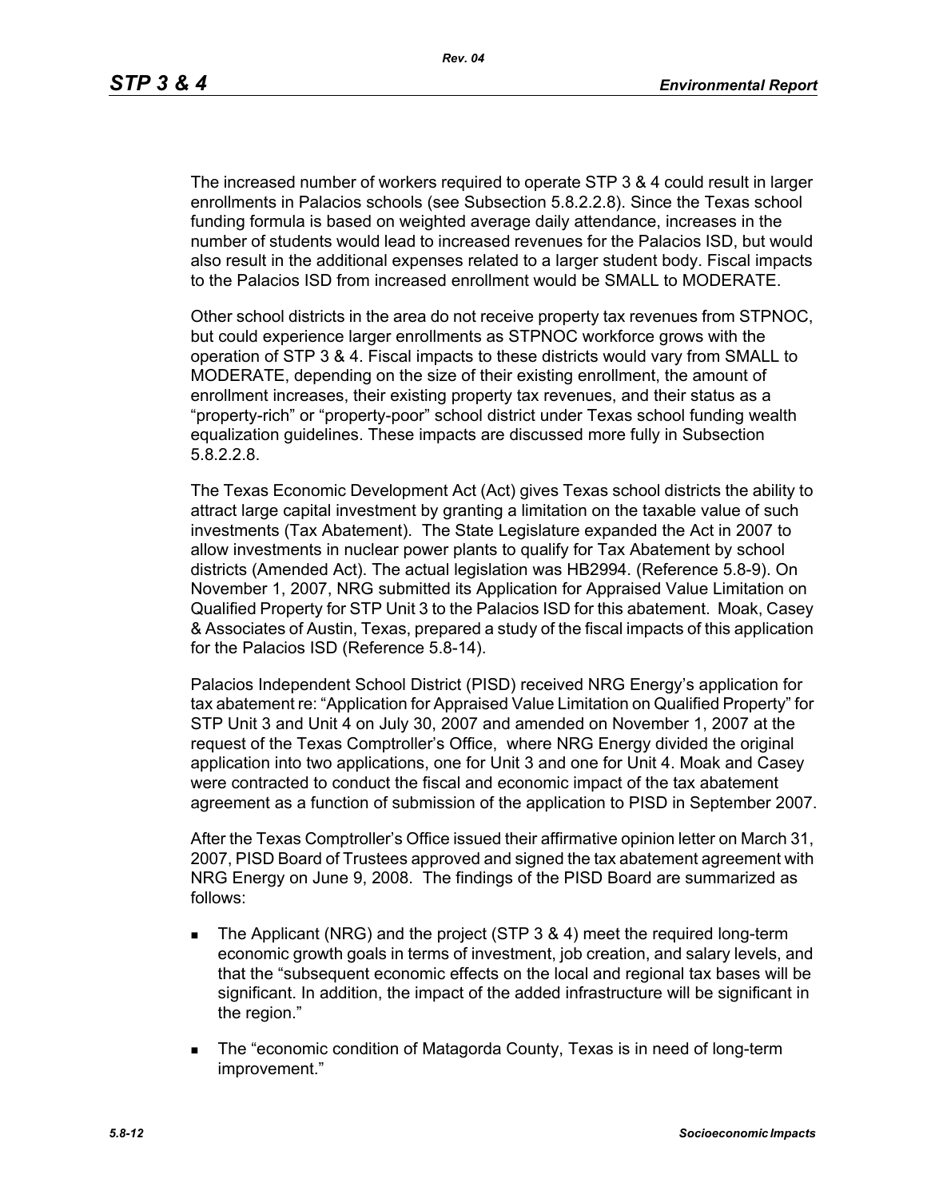The increased number of workers required to operate STP 3 & 4 could result in larger enrollments in Palacios schools (see Subsection 5.8.2.2.8). Since the Texas school funding formula is based on weighted average daily attendance, increases in the number of students would lead to increased revenues for the Palacios ISD, but would also result in the additional expenses related to a larger student body. Fiscal impacts to the Palacios ISD from increased enrollment would be SMALL to MODERATE.

Other school districts in the area do not receive property tax revenues from STPNOC, but could experience larger enrollments as STPNOC workforce grows with the operation of STP 3 & 4. Fiscal impacts to these districts would vary from SMALL to MODERATE, depending on the size of their existing enrollment, the amount of enrollment increases, their existing property tax revenues, and their status as a "property-rich" or "property-poor" school district under Texas school funding wealth equalization guidelines. These impacts are discussed more fully in Subsection 5.8.2.2.8.

The Texas Economic Development Act (Act) gives Texas school districts the ability to attract large capital investment by granting a limitation on the taxable value of such investments (Tax Abatement). The State Legislature expanded the Act in 2007 to allow investments in nuclear power plants to qualify for Tax Abatement by school districts (Amended Act). The actual legislation was HB2994. (Reference 5.8-9). On November 1, 2007, NRG submitted its Application for Appraised Value Limitation on Qualified Property for STP Unit 3 to the Palacios ISD for this abatement. Moak, Casey & Associates of Austin, Texas, prepared a study of the fiscal impacts of this application for the Palacios ISD (Reference 5.8-14).

Palacios Independent School District (PISD) received NRG Energy's application for tax abatement re: "Application for Appraised Value Limitation on Qualified Property" for STP Unit 3 and Unit 4 on July 30, 2007 and amended on November 1, 2007 at the request of the Texas Comptroller's Office, where NRG Energy divided the original application into two applications, one for Unit 3 and one for Unit 4. Moak and Casey were contracted to conduct the fiscal and economic impact of the tax abatement agreement as a function of submission of the application to PISD in September 2007.

After the Texas Comptroller's Office issued their affirmative opinion letter on March 31, 2007, PISD Board of Trustees approved and signed the tax abatement agreement with NRG Energy on June 9, 2008. The findings of the PISD Board are summarized as follows:

- The Applicant (NRG) and the project (STP 3 & 4) meet the required long-term economic growth goals in terms of investment, job creation, and salary levels, and that the "subsequent economic effects on the local and regional tax bases will be significant. In addition, the impact of the added infrastructure will be significant in the region."
- The "economic condition of Matagorda County, Texas is in need of long-term improvement."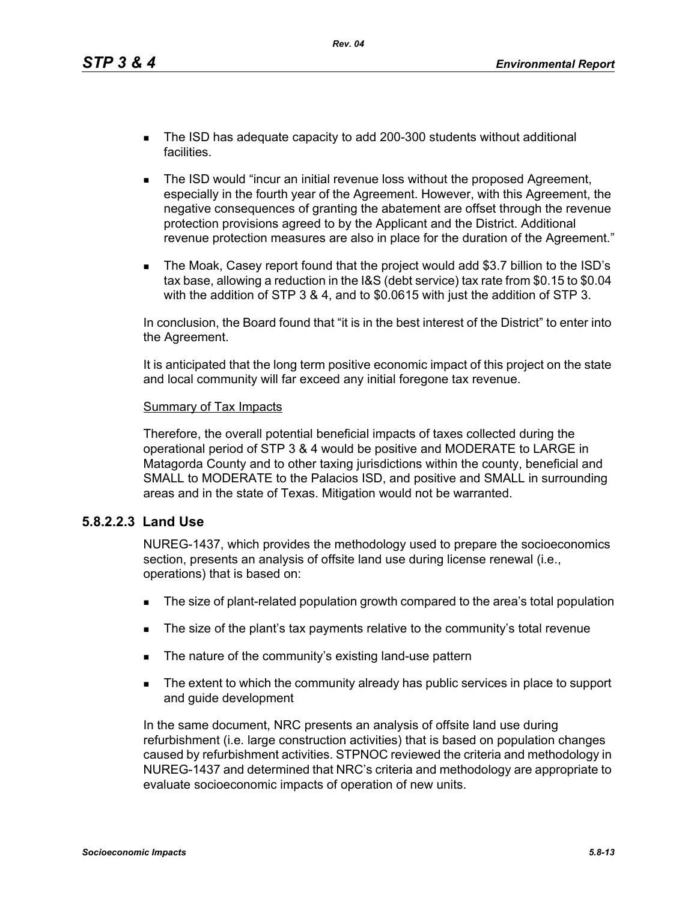- The ISD has adequate capacity to add 200-300 students without additional facilities.
- The ISD would "incur an initial revenue loss without the proposed Agreement, especially in the fourth year of the Agreement. However, with this Agreement, the negative consequences of granting the abatement are offset through the revenue protection provisions agreed to by the Applicant and the District. Additional revenue protection measures are also in place for the duration of the Agreement."
- The Moak, Casey report found that the project would add $3.7 billion to the ISD's tax base, allowing a reduction in the I&S (debt service) tax rate from $0.15 to $0.04 with the addition of STP 3 & 4, and to $0.0615 with just the addition of STP 3.

In conclusion, the Board found that "it is in the best interest of the District" to enter into the Agreement.

It is anticipated that the long term positive economic impact of this project on the state and local community will far exceed any initial foregone tax revenue.

Summary of Tax Impacts

Therefore, the overall potential beneficial impacts of taxes collected during the operational period of STP 3 & 4 would be positive and MODERATE to LARGE in Matagorda County and to other taxing jurisdictions within the county, beneficial and SMALL to MODERATE to the Palacios ISD, and positive and SMALL in surrounding areas and in the state of Texas. Mitigation would not be warranted.

#### 5.8.2.2.3 Land Use

NUREG-1437, which provides the methodology used to prepare the socioeconomics section, presents an analysis of offsite land use during license renewal (i.e., operations) that is based on:

- The size of plant-related population growth compared to the area's total population
- The size of the plant's tax payments relative to the community's total revenue
- The nature of the community's existing land-use pattern
- The extent to which the community already has public services in place to support and guide development

In the same document, NRC presents an analysis of offsite land use during refurbishment (i.e. large construction activities) that is based on population changes caused by refurbishment activities. STPNOC reviewed the criteria and methodology in NUREG-1437 and determined that NRC's criteria and methodology are appropriate to evaluate socioeconomic impacts of operation of new units.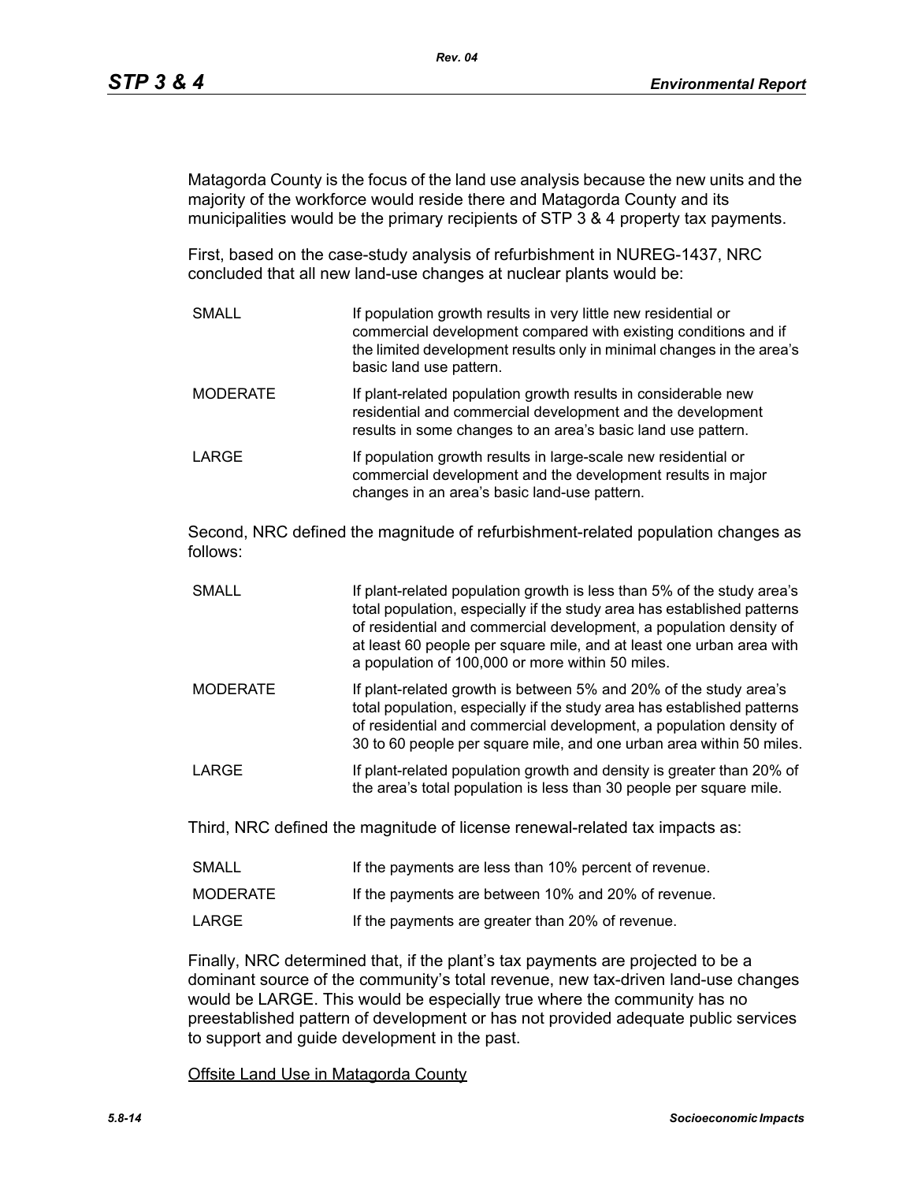Matagorda County is the focus of the land use analysis because the new units and the majority of the workforce would reside there and Matagorda County and its municipalities would be the primary recipients of STP 3 & 4 property tax payments.

First, based on the case-study analysis of refurbishment in NUREG-1437, NRC concluded that all new land-use changes at nuclear plants would be:

| | |
|---|---|
| SMALL | If population growth results in very little new residential or commercial development compared with existing conditions and if the limited development results only in minimal changes in the area's basic land use pattern. |
| MODERATE | If plant-related population growth results in considerable new residential and commercial development and the development results in some changes to an area's basic land use pattern. |
| LARGE | If population growth results in large-scale new residential or commercial development and the development results in major changes in an area's basic land-use pattern. |

Second, NRC defined the magnitude of refurbishment-related population changes as follows:

| | |
|---|---|
| SMALL | If plant-related population growth is less than 5% of the study area's total population, especially if the study area has established patterns of residential and commercial development, a population density of at least 60 people per square mile, and at least one urban area with a population of 100,000 or more within 50 miles. |
| MODERATE | If plant-related growth is between 5% and 20% of the study area's total population, especially if the study area has established patterns of residential and commercial development, a population density of 30 to 60 people per square mile, and one urban area within 50 miles. |
| LARGE | If plant-related population growth and density is greater than 20% of the area's total population is less than 30 people per square mile. |

Third, NRC defined the magnitude of license renewal-related tax impacts as:

| | |
|---|---|
| SMALL | If the payments are less than 10% percent of revenue. |
| MODERATE | If the payments are between 10% and 20% of revenue. |
| LARGE | If the payments are greater than 20% of revenue. |

Finally, NRC determined that, if the plant's tax payments are projected to be a dominant source of the community's total revenue, new tax-driven land-use changes would be LARGE. This would be especially true where the community has no preestablished pattern of development or has not provided adequate public services to support and guide development in the past.

Offsite Land Use in Matagorda County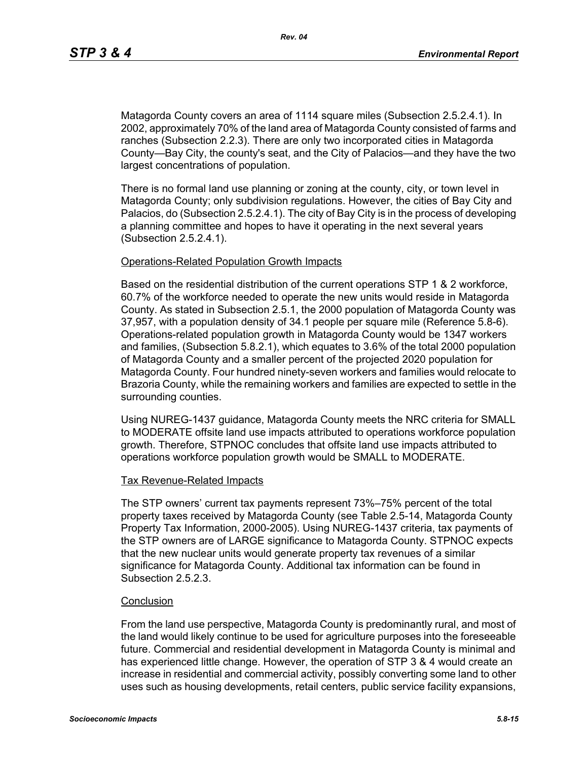Matagorda County covers an area of 1114 square miles (Subsection 2.5.2.4.1). In 2002, approximately 70% of the land area of Matagorda County consisted of farms and ranches (Subsection 2.2.3). There are only two incorporated cities in Matagorda County—Bay City, the county's seat, and the City of Palacios—and they have the two largest concentrations of population.

There is no formal land use planning or zoning at the county, city, or town level in Matagorda County; only subdivision regulations. However, the cities of Bay City and Palacios, do (Subsection 2.5.2.4.1). The city of Bay City is in the process of developing a planning committee and hopes to have it operating in the next several years (Subsection 2.5.2.4.1).

Operations-Related Population Growth Impacts

Based on the residential distribution of the current operations STP 1 & 2 workforce, 60.7% of the workforce needed to operate the new units would reside in Matagorda County. As stated in Subsection 2.5.1, the 2000 population of Matagorda County was 37,957, with a population density of 34.1 people per square mile (Reference 5.8-6). Operations-related population growth in Matagorda County would be 1347 workers and families, (Subsection 5.8.2.1), which equates to 3.6% of the total 2000 population of Matagorda County and a smaller percent of the projected 2020 population for Matagorda County. Four hundred ninety-seven workers and families would relocate to Brazoria County, while the remaining workers and families are expected to settle in the surrounding counties.

Using NUREG-1437 guidance, Matagorda County meets the NRC criteria for SMALL to MODERATE offsite land use impacts attributed to operations workforce population growth. Therefore, STPNOC concludes that offsite land use impacts attributed to operations workforce population growth would be SMALL to MODERATE.

Tax Revenue-Related Impacts

The STP owners' current tax payments represent 73%–75% percent of the total property taxes received by Matagorda County (see Table 2.5-14, Matagorda County Property Tax Information, 2000-2005). Using NUREG-1437 criteria, tax payments of the STP owners are of LARGE significance to Matagorda County. STPNOC expects that the new nuclear units would generate property tax revenues of a similar significance for Matagorda County. Additional tax information can be found in Subsection 2.5.2.3.

Conclusion

From the land use perspective, Matagorda County is predominantly rural, and most of the land would likely continue to be used for agriculture purposes into the foreseeable future. Commercial and residential development in Matagorda County is minimal and has experienced little change. However, the operation of STP 3 & 4 would create an increase in residential and commercial activity, possibly converting some land to other uses such as housing developments, retail centers, public service facility expansions,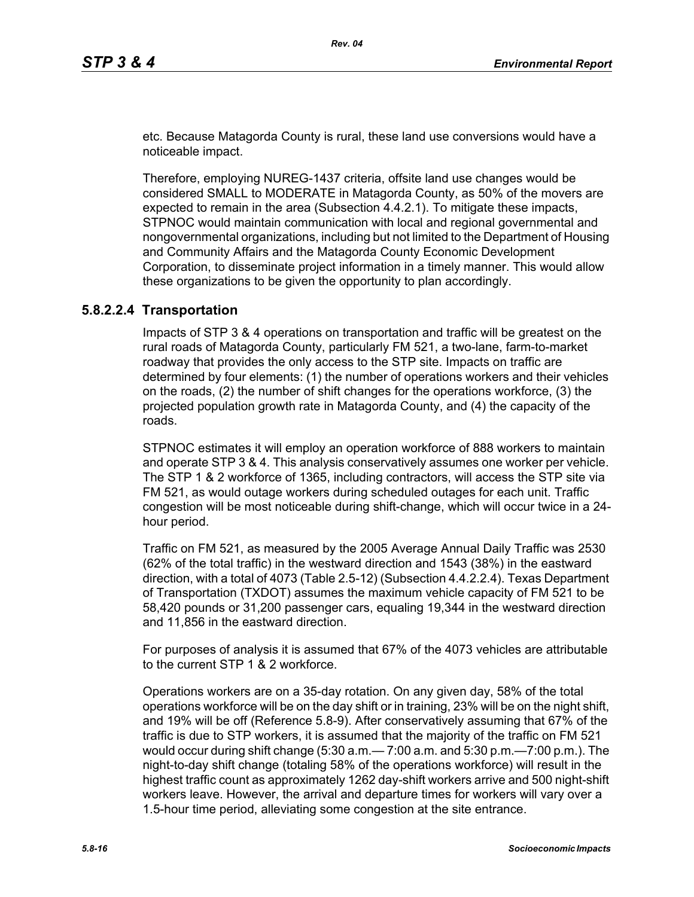etc. Because Matagorda County is rural, these land use conversions would have a noticeable impact.

Therefore, employing NUREG-1437 criteria, offsite land use changes would be considered SMALL to MODERATE in Matagorda County, as 50% of the movers are expected to remain in the area (Subsection 4.4.2.1). To mitigate these impacts, STPNOC would maintain communication with local and regional governmental and nongovernmental organizations, including but not limited to the Department of Housing and Community Affairs and the Matagorda County Economic Development Corporation, to disseminate project information in a timely manner. This would allow these organizations to be given the opportunity to plan accordingly.

#### 5.8.2.2.4 Transportation

Impacts of STP 3 & 4 operations on transportation and traffic will be greatest on the rural roads of Matagorda County, particularly FM 521, a two-lane, farm-to-market roadway that provides the only access to the STP site. Impacts on traffic are determined by four elements: (1) the number of operations workers and their vehicles on the roads, (2) the number of shift changes for the operations workforce, (3) the projected population growth rate in Matagorda County, and (4) the capacity of the roads.

STPNOC estimates it will employ an operation workforce of 888 workers to maintain and operate STP 3 & 4. This analysis conservatively assumes one worker per vehicle. The STP 1 & 2 workforce of 1365, including contractors, will access the STP site via FM 521, as would outage workers during scheduled outages for each unit. Traffic congestion will be most noticeable during shift-change, which will occur twice in a 24-hour period.

Traffic on FM 521, as measured by the 2005 Average Annual Daily Traffic was 2530 (62% of the total traffic) in the westward direction and 1543 (38%) in the eastward direction, with a total of 4073 (Table 2.5-12) (Subsection 4.4.2.2.4). Texas Department of Transportation (TXDOT) assumes the maximum vehicle capacity of FM 521 to be 58,420 pounds or 31,200 passenger cars, equaling 19,344 in the westward direction and 11,856 in the eastward direction.

For purposes of analysis it is assumed that 67% of the 4073 vehicles are attributable to the current STP 1 & 2 workforce.

Operations workers are on a 35-day rotation. On any given day, 58% of the total operations workforce will be on the day shift or in training, 23% will be on the night shift, and 19% will be off (Reference 5.8-9). After conservatively assuming that 67% of the traffic is due to STP workers, it is assumed that the majority of the traffic on FM 521 would occur during shift change (5:30 a.m.— 7:00 a.m. and 5:30 p.m.—7:00 p.m.). The night-to-day shift change (totaling 58% of the operations workforce) will result in the highest traffic count as approximately 1262 day-shift workers arrive and 500 night-shift workers leave. However, the arrival and departure times for workers will vary over a 1.5-hour time period, alleviating some congestion at the site entrance.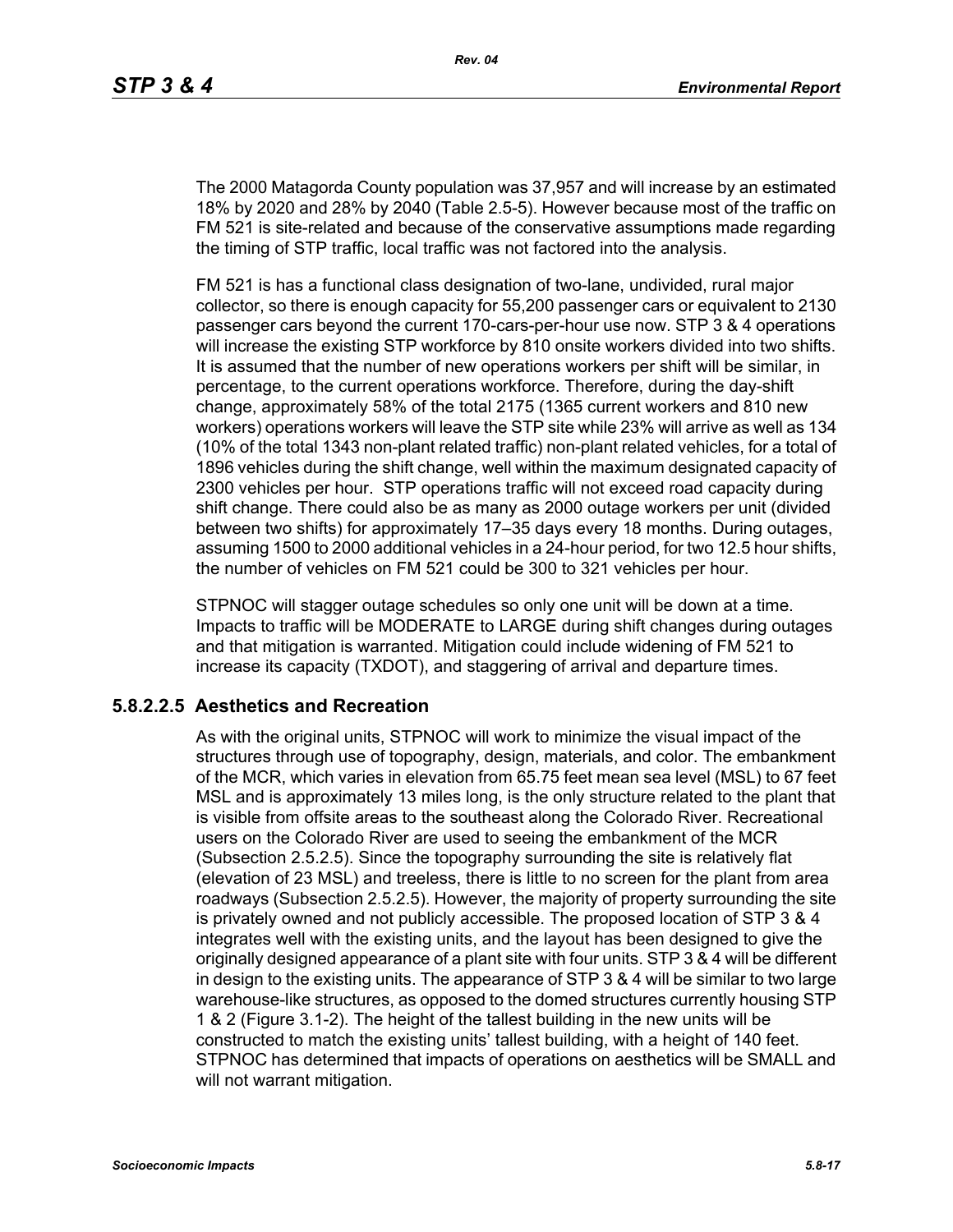The 2000 Matagorda County population was 37,957 and will increase by an estimated 18% by 2020 and 28% by 2040 (Table 2.5-5). However because most of the traffic on FM 521 is site-related and because of the conservative assumptions made regarding the timing of STP traffic, local traffic was not factored into the analysis.

FM 521 is has a functional class designation of two-lane, undivided, rural major collector, so there is enough capacity for 55,200 passenger cars or equivalent to 2130 passenger cars beyond the current 170-cars-per-hour use now. STP 3 & 4 operations will increase the existing STP workforce by 810 onsite workers divided into two shifts. It is assumed that the number of new operations workers per shift will be similar, in percentage, to the current operations workforce. Therefore, during the day-shift change, approximately 58% of the total 2175 (1365 current workers and 810 new workers) operations workers will leave the STP site while 23% will arrive as well as 134 (10% of the total 1343 non-plant related traffic) non-plant related vehicles, for a total of 1896 vehicles during the shift change, well within the maximum designated capacity of 2300 vehicles per hour. STP operations traffic will not exceed road capacity during shift change. There could also be as many as 2000 outage workers per unit (divided between two shifts) for approximately 17–35 days every 18 months. During outages, assuming 1500 to 2000 additional vehicles in a 24-hour period, for two 12.5 hour shifts, the number of vehicles on FM 521 could be 300 to 321 vehicles per hour.

STPNOC will stagger outage schedules so only one unit will be down at a time. Impacts to traffic will be MODERATE to LARGE during shift changes during outages and that mitigation is warranted. Mitigation could include widening of FM 521 to increase its capacity (TXDOT), and staggering of arrival and departure times.

### 5.8.2.2.5 Aesthetics and Recreation

As with the original units, STPNOC will work to minimize the visual impact of the structures through use of topography, design, materials, and color. The embankment of the MCR, which varies in elevation from 65.75 feet mean sea level (MSL) to 67 feet MSL and is approximately 13 miles long, is the only structure related to the plant that is visible from offsite areas to the southeast along the Colorado River. Recreational users on the Colorado River are used to seeing the embankment of the MCR (Subsection 2.5.2.5). Since the topography surrounding the site is relatively flat (elevation of 23 MSL) and treeless, there is little to no screen for the plant from area roadways (Subsection 2.5.2.5). However, the majority of property surrounding the site is privately owned and not publicly accessible. The proposed location of STP 3 & 4 integrates well with the existing units, and the layout has been designed to give the originally designed appearance of a plant site with four units. STP 3 & 4 will be different in design to the existing units. The appearance of STP 3 & 4 will be similar to two large warehouse-like structures, as opposed to the domed structures currently housing STP 1 & 2 (Figure 3.1-2). The height of the tallest building in the new units will be constructed to match the existing units' tallest building, with a height of 140 feet. STPNOC has determined that impacts of operations on aesthetics will be SMALL and will not warrant mitigation.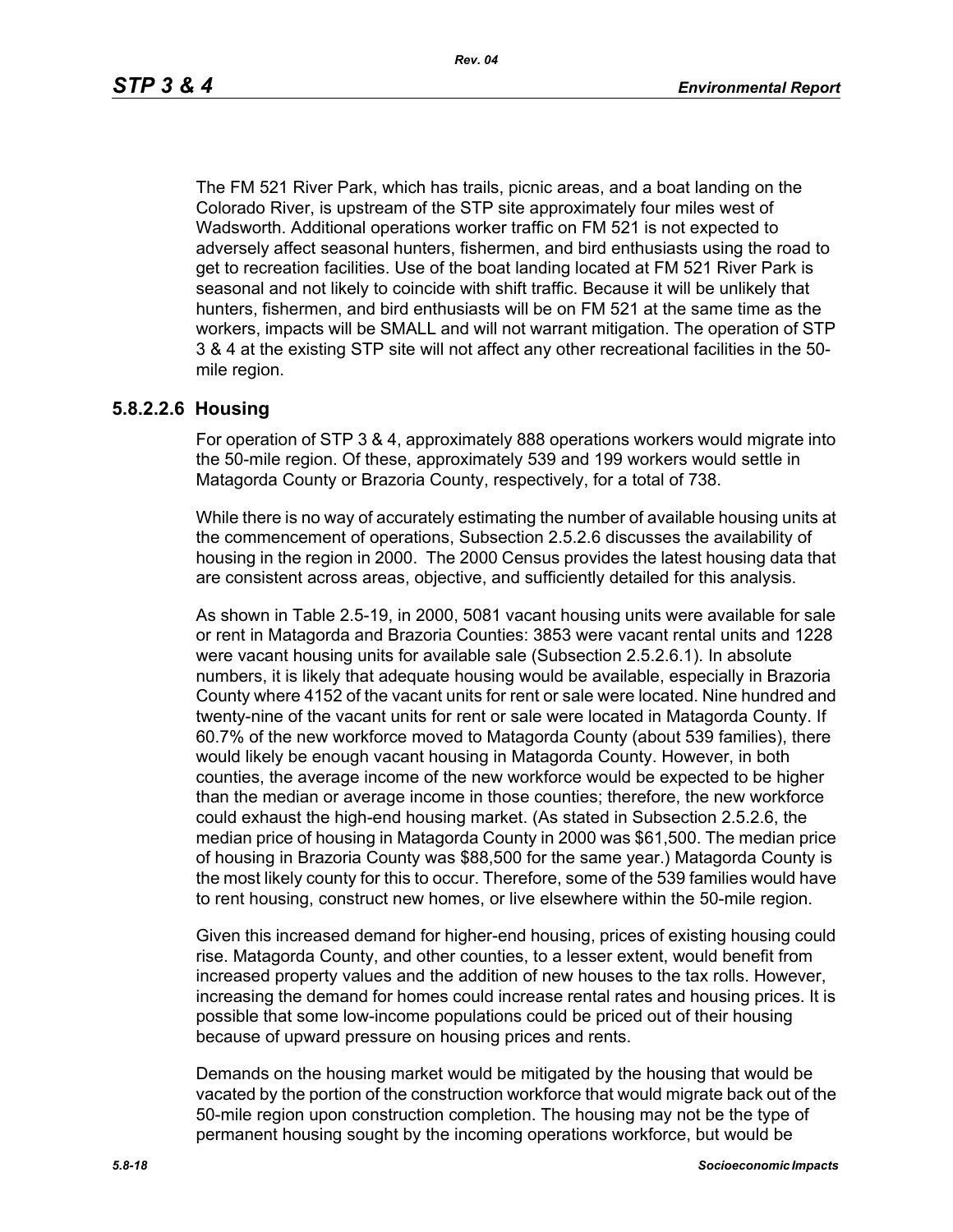The FM 521 River Park, which has trails, picnic areas, and a boat landing on the Colorado River, is upstream of the STP site approximately four miles west of Wadsworth. Additional operations worker traffic on FM 521 is not expected to adversely affect seasonal hunters, fishermen, and bird enthusiasts using the road to get to recreation facilities. Use of the boat landing located at FM 521 River Park is seasonal and not likely to coincide with shift traffic. Because it will be unlikely that hunters, fishermen, and bird enthusiasts will be on FM 521 at the same time as the workers, impacts will be SMALL and will not warrant mitigation. The operation of STP 3 & 4 at the existing STP site will not affect any other recreational facilities in the 50-mile region.

### 5.8.2.2.6 Housing

For operation of STP 3 & 4, approximately 888 operations workers would migrate into the 50-mile region. Of these, approximately 539 and 199 workers would settle in Matagorda County or Brazoria County, respectively, for a total of 738.

While there is no way of accurately estimating the number of available housing units at the commencement of operations, Subsection 2.5.2.6 discusses the availability of housing in the region in 2000. The 2000 Census provides the latest housing data that are consistent across areas, objective, and sufficiently detailed for this analysis.

As shown in Table 2.5-19, in 2000, 5081 vacant housing units were available for sale or rent in Matagorda and Brazoria Counties: 3853 were vacant rental units and 1228 were vacant housing units for available sale (Subsection 2.5.2.6.1). In absolute numbers, it is likely that adequate housing would be available, especially in Brazoria County where 4152 of the vacant units for rent or sale were located. Nine hundred and twenty-nine of the vacant units for rent or sale were located in Matagorda County. If 60.7% of the new workforce moved to Matagorda County (about 539 families), there would likely be enough vacant housing in Matagorda County. However, in both counties, the average income of the new workforce would be expected to be higher than the median or average income in those counties; therefore, the new workforce could exhaust the high-end housing market. (As stated in Subsection 2.5.2.6, the median price of housing in Matagorda County in 2000 was $61,500. The median price of housing in Brazoria County was $88,500 for the same year.) Matagorda County is the most likely county for this to occur. Therefore, some of the 539 families would have to rent housing, construct new homes, or live elsewhere within the 50-mile region.

Given this increased demand for higher-end housing, prices of existing housing could rise. Matagorda County, and other counties, to a lesser extent, would benefit from increased property values and the addition of new houses to the tax rolls. However, increasing the demand for homes could increase rental rates and housing prices. It is possible that some low-income populations could be priced out of their housing because of upward pressure on housing prices and rents.

Demands on the housing market would be mitigated by the housing that would be vacated by the portion of the construction workforce that would migrate back out of the 50-mile region upon construction completion. The housing may not be the type of permanent housing sought by the incoming operations workforce, but would be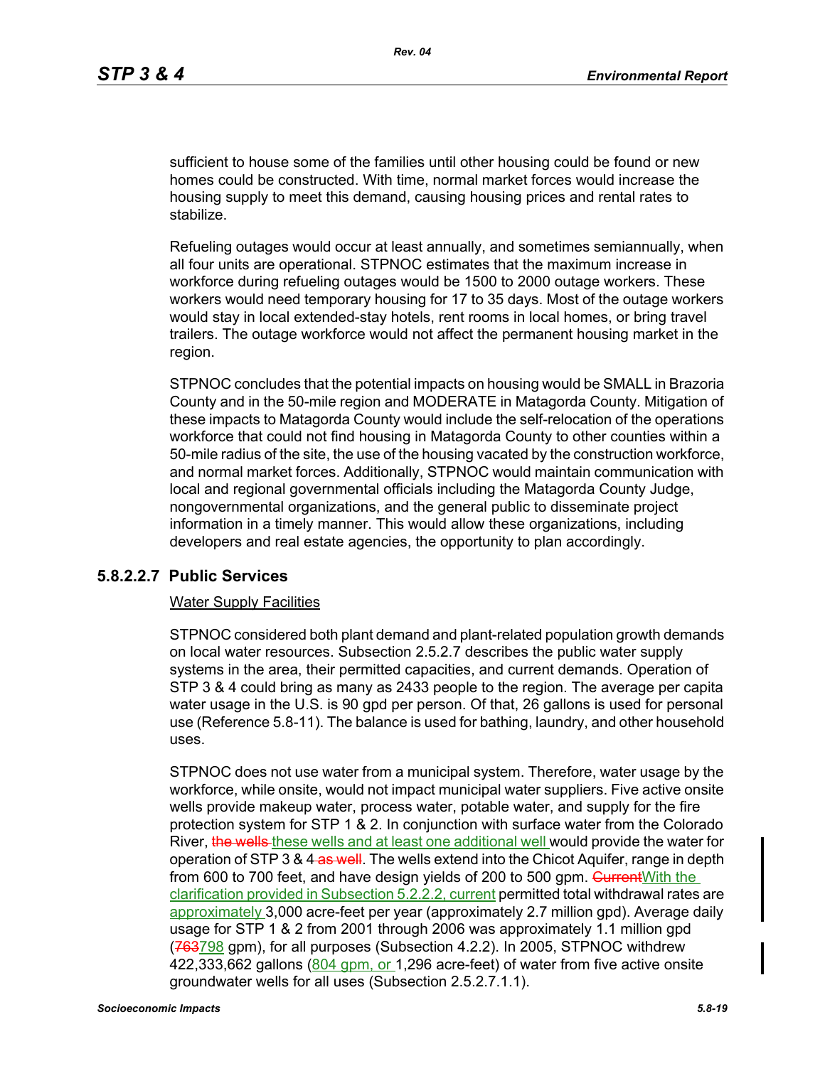sufficient to house some of the families until other housing could be found or new homes could be constructed. With time, normal market forces would increase the housing supply to meet this demand, causing housing prices and rental rates to stabilize.

Refueling outages would occur at least annually, and sometimes semiannually, when all four units are operational. STPNOC estimates that the maximum increase in workforce during refueling outages would be 1500 to 2000 outage workers. These workers would need temporary housing for 17 to 35 days. Most of the outage workers would stay in local extended-stay hotels, rent rooms in local homes, or bring travel trailers. The outage workforce would not affect the permanent housing market in the region.

STPNOC concludes that the potential impacts on housing would be SMALL in Brazoria County and in the 50-mile region and MODERATE in Matagorda County. Mitigation of these impacts to Matagorda County would include the self-relocation of the operations workforce that could not find housing in Matagorda County to other counties within a 50-mile radius of the site, the use of the housing vacated by the construction workforce, and normal market forces. Additionally, STPNOC would maintain communication with local and regional governmental officials including the Matagorda County Judge, nongovernmental organizations, and the general public to disseminate project information in a timely manner. This would allow these organizations, including developers and real estate agencies, the opportunity to plan accordingly.

### 5.8.2.2.7 Public Services

Water Supply Facilities

STPNOC considered both plant demand and plant-related population growth demands on local water resources. Subsection 2.5.2.7 describes the public water supply systems in the area, their permitted capacities, and current demands. Operation of STP 3 & 4 could bring as many as 2433 people to the region. The average per capita water usage in the U.S. is 90 gpd per person. Of that, 26 gallons is used for personal use (Reference 5.8-11). The balance is used for bathing, laundry, and other household uses.

STPNOC does not use water from a municipal system. Therefore, water usage by the workforce, while onsite, would not impact municipal water suppliers. Five active onsite wells provide makeup water, process water, potable water, and supply for the fire protection system for STP 1 & 2. In conjunction with surface water from the Colorado River, ~~the wells~~ these wells and at least one additional well would provide the water for operation of STP 3 & 4 ~~as well~~. The wells extend into the Chicot Aquifer, range in depth from 600 to 700 feet, and have design yields of 200 to 500 gpm. ~~Current~~With the clarification provided in Subsection 5.2.2.2, current permitted total withdrawal rates are approximately 3,000 acre-feet per year (approximately 2.7 million gpd). Average daily usage for STP 1 & 2 from 2001 through 2006 was approximately 1.1 million gpd (~~763~~798 gpm), for all purposes (Subsection 4.2.2). In 2005, STPNOC withdrew 422,333,662 gallons (804 gpm, or 1,296 acre-feet) of water from five active onsite groundwater wells for all uses (Subsection 2.5.2.7.1.1).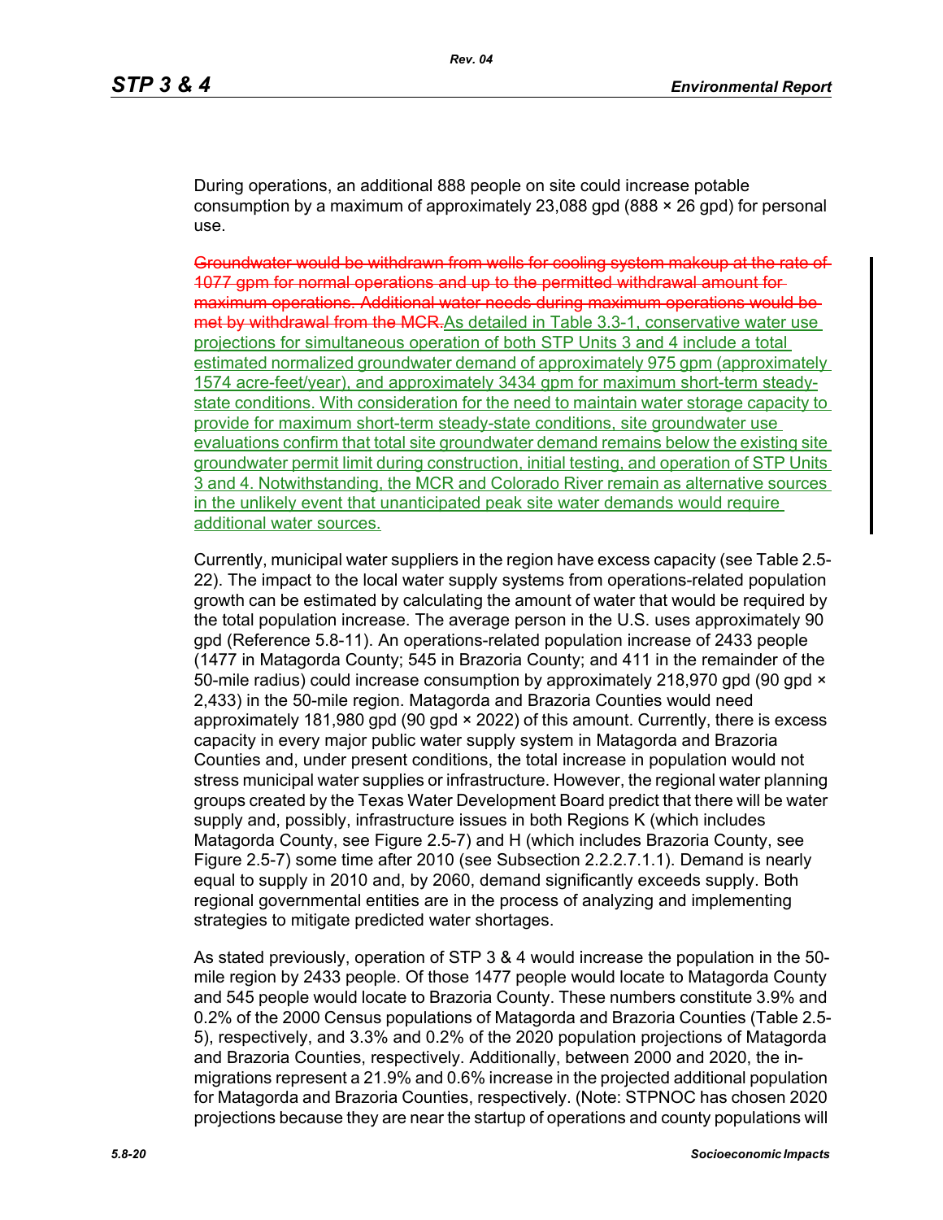During operations, an additional 888 people on site could increase potable consumption by a maximum of approximately 23,088 gpd (888 × 26 gpd) for personal use.

~~Groundwater would be withdrawn from wells for cooling system makeup at the rate of 1077 gpm for normal operations and up to the permitted withdrawal amount for maximum operations. Additional water needs during maximum operations would be met by withdrawal from the MCR.~~As detailed in Table 3.3-1, conservative water use projections for simultaneous operation of both STP Units 3 and 4 include a total estimated normalized groundwater demand of approximately 975 gpm (approximately 1574 acre-feet/year), and approximately 3434 gpm for maximum short-term steady-state conditions. With consideration for the need to maintain water storage capacity to provide for maximum short-term steady-state conditions, site groundwater use evaluations confirm that total site groundwater demand remains below the existing site groundwater permit limit during construction, initial testing, and operation of STP Units 3 and 4. Notwithstanding, the MCR and Colorado River remain as alternative sources in the unlikely event that unanticipated peak site water demands would require additional water sources.

Currently, municipal water suppliers in the region have excess capacity (see Table 2.5-22). The impact to the local water supply systems from operations-related population growth can be estimated by calculating the amount of water that would be required by the total population increase. The average person in the U.S. uses approximately 90 gpd (Reference 5.8-11). An operations-related population increase of 2433 people (1477 in Matagorda County; 545 in Brazoria County; and 411 in the remainder of the 50-mile radius) could increase consumption by approximately 218,970 gpd (90 gpd × 2,433) in the 50-mile region. Matagorda and Brazoria Counties would need approximately 181,980 gpd (90 gpd × 2022) of this amount. Currently, there is excess capacity in every major public water supply system in Matagorda and Brazoria Counties and, under present conditions, the total increase in population would not stress municipal water supplies or infrastructure. However, the regional water planning groups created by the Texas Water Development Board predict that there will be water supply and, possibly, infrastructure issues in both Regions K (which includes Matagorda County, see Figure 2.5-7) and H (which includes Brazoria County, see Figure 2.5-7) some time after 2010 (see Subsection 2.2.2.7.1.1). Demand is nearly equal to supply in 2010 and, by 2060, demand significantly exceeds supply. Both regional governmental entities are in the process of analyzing and implementing strategies to mitigate predicted water shortages.

As stated previously, operation of STP 3 & 4 would increase the population in the 50-mile region by 2433 people. Of those 1477 people would locate to Matagorda County and 545 people would locate to Brazoria County. These numbers constitute 3.9% and 0.2% of the 2000 Census populations of Matagorda and Brazoria Counties (Table 2.5-5), respectively, and 3.3% and 0.2% of the 2020 population projections of Matagorda and Brazoria Counties, respectively. Additionally, between 2000 and 2020, the in-migrations represent a 21.9% and 0.6% increase in the projected additional population for Matagorda and Brazoria Counties, respectively. (Note: STPNOC has chosen 2020 projections because they are near the startup of operations and county populations will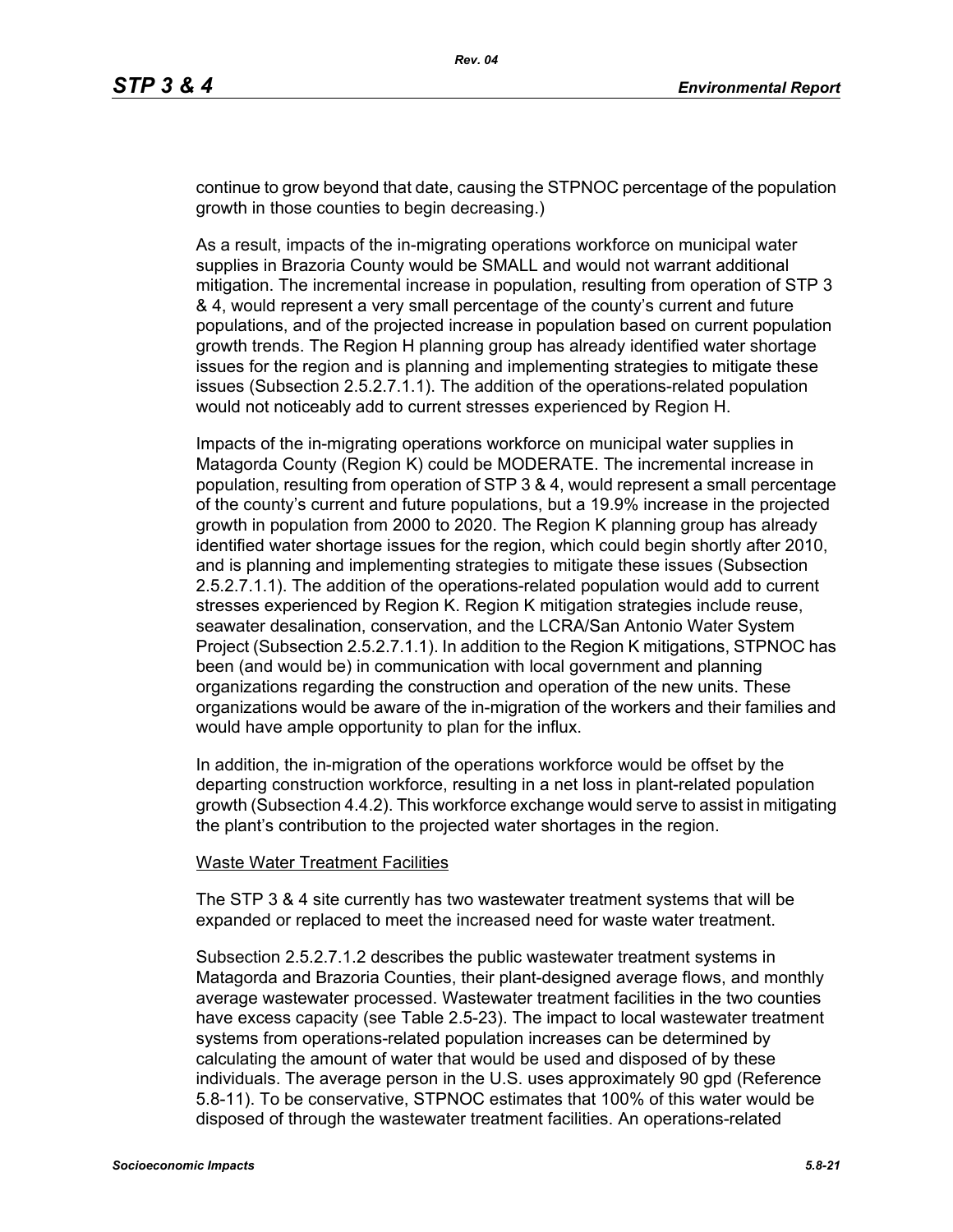continue to grow beyond that date, causing the STPNOC percentage of the population growth in those counties to begin decreasing.)

As a result, impacts of the in-migrating operations workforce on municipal water supplies in Brazoria County would be SMALL and would not warrant additional mitigation. The incremental increase in population, resulting from operation of STP 3 & 4, would represent a very small percentage of the county's current and future populations, and of the projected increase in population based on current population growth trends. The Region H planning group has already identified water shortage issues for the region and is planning and implementing strategies to mitigate these issues (Subsection 2.5.2.7.1.1). The addition of the operations-related population would not noticeably add to current stresses experienced by Region H.

Impacts of the in-migrating operations workforce on municipal water supplies in Matagorda County (Region K) could be MODERATE. The incremental increase in population, resulting from operation of STP 3 & 4, would represent a small percentage of the county's current and future populations, but a 19.9% increase in the projected growth in population from 2000 to 2020. The Region K planning group has already identified water shortage issues for the region, which could begin shortly after 2010, and is planning and implementing strategies to mitigate these issues (Subsection 2.5.2.7.1.1). The addition of the operations-related population would add to current stresses experienced by Region K. Region K mitigation strategies include reuse, seawater desalination, conservation, and the LCRA/San Antonio Water System Project (Subsection 2.5.2.7.1.1). In addition to the Region K mitigations, STPNOC has been (and would be) in communication with local government and planning organizations regarding the construction and operation of the new units. These organizations would be aware of the in-migration of the workers and their families and would have ample opportunity to plan for the influx.

In addition, the in-migration of the operations workforce would be offset by the departing construction workforce, resulting in a net loss in plant-related population growth (Subsection 4.4.2). This workforce exchange would serve to assist in mitigating the plant's contribution to the projected water shortages in the region.

<u>Waste Water Treatment Facilities</u>

The STP 3 & 4 site currently has two wastewater treatment systems that will be expanded or replaced to meet the increased need for waste water treatment.

Subsection 2.5.2.7.1.2 describes the public wastewater treatment systems in Matagorda and Brazoria Counties, their plant-designed average flows, and monthly average wastewater processed. Wastewater treatment facilities in the two counties have excess capacity (see Table 2.5-23). The impact to local wastewater treatment systems from operations-related population increases can be determined by calculating the amount of water that would be used and disposed of by these individuals. The average person in the U.S. uses approximately 90 gpd (Reference 5.8-11). To be conservative, STPNOC estimates that 100% of this water would be disposed of through the wastewater treatment facilities. An operations-related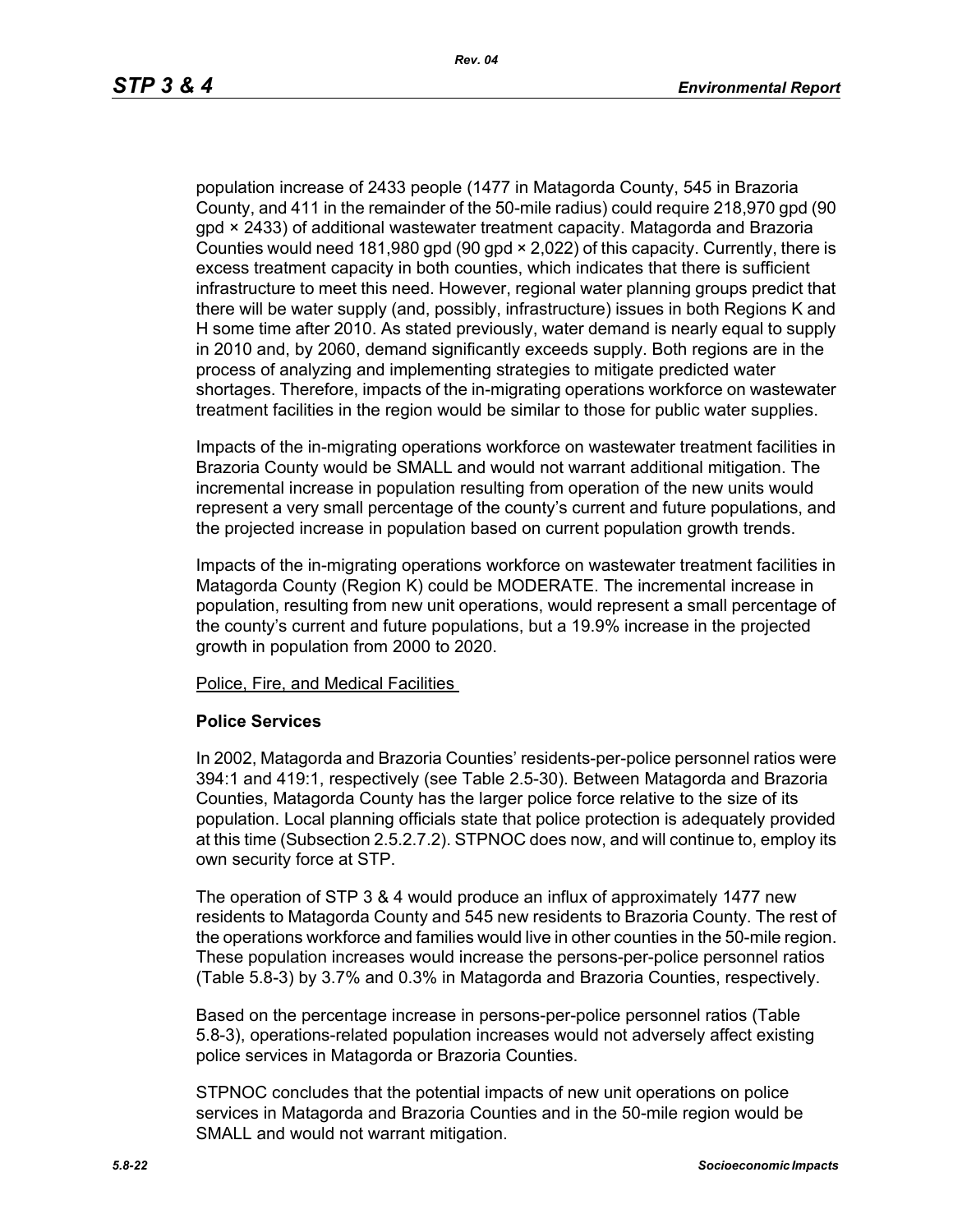population increase of 2433 people (1477 in Matagorda County, 545 in Brazoria County, and 411 in the remainder of the 50-mile radius) could require 218,970 gpd (90 gpd × 2433) of additional wastewater treatment capacity. Matagorda and Brazoria Counties would need 181,980 gpd (90 gpd × 2,022) of this capacity. Currently, there is excess treatment capacity in both counties, which indicates that there is sufficient infrastructure to meet this need. However, regional water planning groups predict that there will be water supply (and, possibly, infrastructure) issues in both Regions K and H some time after 2010. As stated previously, water demand is nearly equal to supply in 2010 and, by 2060, demand significantly exceeds supply. Both regions are in the process of analyzing and implementing strategies to mitigate predicted water shortages. Therefore, impacts of the in-migrating operations workforce on wastewater treatment facilities in the region would be similar to those for public water supplies.

Impacts of the in-migrating operations workforce on wastewater treatment facilities in Brazoria County would be SMALL and would not warrant additional mitigation. The incremental increase in population resulting from operation of the new units would represent a very small percentage of the county's current and future populations, and the projected increase in population based on current population growth trends.

Impacts of the in-migrating operations workforce on wastewater treatment facilities in Matagorda County (Region K) could be MODERATE. The incremental increase in population, resulting from new unit operations, would represent a small percentage of the county's current and future populations, but a 19.9% increase in the projected growth in population from 2000 to 2020.

Police, Fire, and Medical Facilities

**Police Services**

In 2002, Matagorda and Brazoria Counties' residents-per-police personnel ratios were 394:1 and 419:1, respectively (see Table 2.5-30). Between Matagorda and Brazoria Counties, Matagorda County has the larger police force relative to the size of its population. Local planning officials state that police protection is adequately provided at this time (Subsection 2.5.2.7.2). STPNOC does now, and will continue to, employ its own security force at STP.

The operation of STP 3 & 4 would produce an influx of approximately 1477 new residents to Matagorda County and 545 new residents to Brazoria County. The rest of the operations workforce and families would live in other counties in the 50-mile region. These population increases would increase the persons-per-police personnel ratios (Table 5.8-3) by 3.7% and 0.3% in Matagorda and Brazoria Counties, respectively.

Based on the percentage increase in persons-per-police personnel ratios (Table 5.8-3), operations-related population increases would not adversely affect existing police services in Matagorda or Brazoria Counties.

STPNOC concludes that the potential impacts of new unit operations on police services in Matagorda and Brazoria Counties and in the 50-mile region would be SMALL and would not warrant mitigation.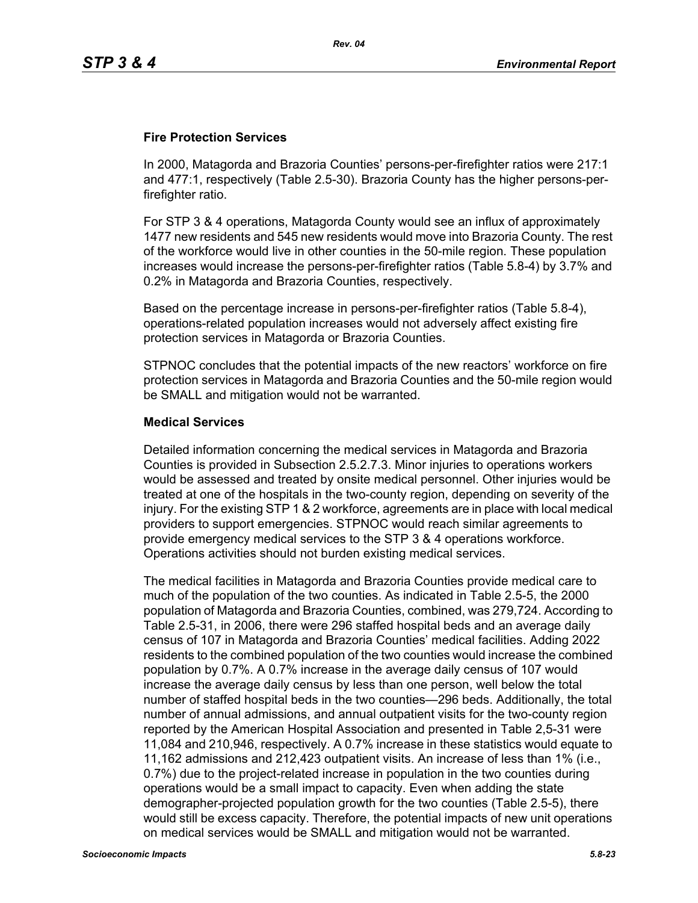**Fire Protection Services**

In 2000, Matagorda and Brazoria Counties' persons-per-firefighter ratios were 217:1 and 477:1, respectively (Table 2.5-30). Brazoria County has the higher persons-per-firefighter ratio.

For STP 3 & 4 operations, Matagorda County would see an influx of approximately 1477 new residents and 545 new residents would move into Brazoria County. The rest of the workforce would live in other counties in the 50-mile region. These population increases would increase the persons-per-firefighter ratios (Table 5.8-4) by 3.7% and 0.2% in Matagorda and Brazoria Counties, respectively.

Based on the percentage increase in persons-per-firefighter ratios (Table 5.8-4), operations-related population increases would not adversely affect existing fire protection services in Matagorda or Brazoria Counties.

STPNOC concludes that the potential impacts of the new reactors' workforce on fire protection services in Matagorda and Brazoria Counties and the 50-mile region would be SMALL and mitigation would not be warranted.

**Medical Services**

Detailed information concerning the medical services in Matagorda and Brazoria Counties is provided in Subsection 2.5.2.7.3. Minor injuries to operations workers would be assessed and treated by onsite medical personnel. Other injuries would be treated at one of the hospitals in the two-county region, depending on severity of the injury. For the existing STP 1 & 2 workforce, agreements are in place with local medical providers to support emergencies. STPNOC would reach similar agreements to provide emergency medical services to the STP 3 & 4 operations workforce. Operations activities should not burden existing medical services.

The medical facilities in Matagorda and Brazoria Counties provide medical care to much of the population of the two counties. As indicated in Table 2.5-5, the 2000 population of Matagorda and Brazoria Counties, combined, was 279,724. According to Table 2.5-31, in 2006, there were 296 staffed hospital beds and an average daily census of 107 in Matagorda and Brazoria Counties' medical facilities. Adding 2022 residents to the combined population of the two counties would increase the combined population by 0.7%. A 0.7% increase in the average daily census of 107 would increase the average daily census by less than one person, well below the total number of staffed hospital beds in the two counties—296 beds. Additionally, the total number of annual admissions, and annual outpatient visits for the two-county region reported by the American Hospital Association and presented in Table 2,5-31 were 11,084 and 210,946, respectively. A 0.7% increase in these statistics would equate to 11,162 admissions and 212,423 outpatient visits. An increase of less than 1% (i.e., 0.7%) due to the project-related increase in population in the two counties during operations would be a small impact to capacity. Even when adding the state demographer-projected population growth for the two counties (Table 2.5-5), there would still be excess capacity. Therefore, the potential impacts of new unit operations on medical services would be SMALL and mitigation would not be warranted.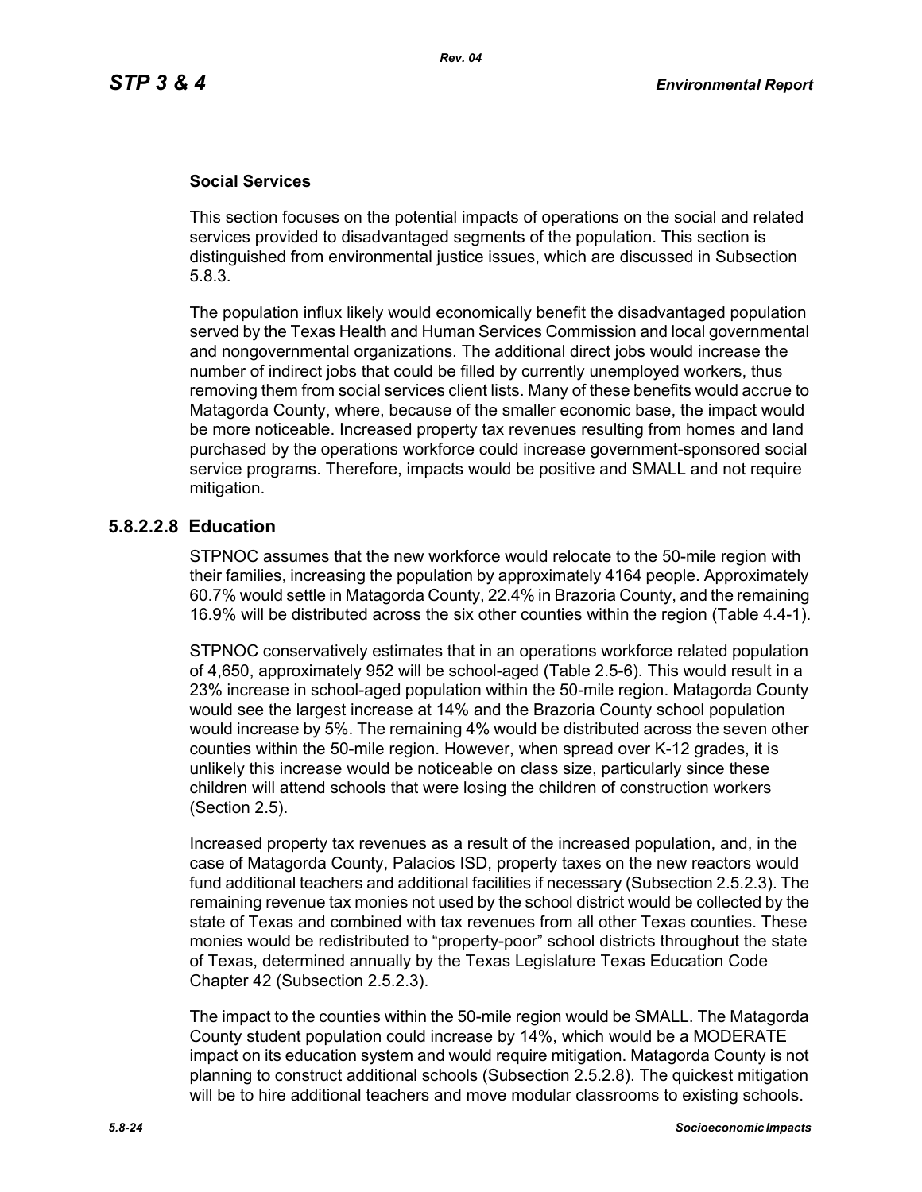### Social Services

This section focuses on the potential impacts of operations on the social and related services provided to disadvantaged segments of the population. This section is distinguished from environmental justice issues, which are discussed in Subsection 5.8.3.

The population influx likely would economically benefit the disadvantaged population served by the Texas Health and Human Services Commission and local governmental and nongovernmental organizations. The additional direct jobs would increase the number of indirect jobs that could be filled by currently unemployed workers, thus removing them from social services client lists. Many of these benefits would accrue to Matagorda County, where, because of the smaller economic base, the impact would be more noticeable. Increased property tax revenues resulting from homes and land purchased by the operations workforce could increase government-sponsored social service programs. Therefore, impacts would be positive and SMALL and not require mitigation.

## 5.8.2.2.8 Education

STPNOC assumes that the new workforce would relocate to the 50-mile region with their families, increasing the population by approximately 4164 people. Approximately 60.7% would settle in Matagorda County, 22.4% in Brazoria County, and the remaining 16.9% will be distributed across the six other counties within the region (Table 4.4-1).

STPNOC conservatively estimates that in an operations workforce related population of 4,650, approximately 952 will be school-aged (Table 2.5-6). This would result in a 23% increase in school-aged population within the 50-mile region. Matagorda County would see the largest increase at 14% and the Brazoria County school population would increase by 5%. The remaining 4% would be distributed across the seven other counties within the 50-mile region. However, when spread over K-12 grades, it is unlikely this increase would be noticeable on class size, particularly since these children will attend schools that were losing the children of construction workers (Section 2.5).

Increased property tax revenues as a result of the increased population, and, in the case of Matagorda County, Palacios ISD, property taxes on the new reactors would fund additional teachers and additional facilities if necessary (Subsection 2.5.2.3). The remaining revenue tax monies not used by the school district would be collected by the state of Texas and combined with tax revenues from all other Texas counties. These monies would be redistributed to “property-poor” school districts throughout the state of Texas, determined annually by the Texas Legislature Texas Education Code Chapter 42 (Subsection 2.5.2.3).

The impact to the counties within the 50-mile region would be SMALL. The Matagorda County student population could increase by 14%, which would be a MODERATE impact on its education system and would require mitigation. Matagorda County is not planning to construct additional schools (Subsection 2.5.2.8). The quickest mitigation will be to hire additional teachers and move modular classrooms to existing schools.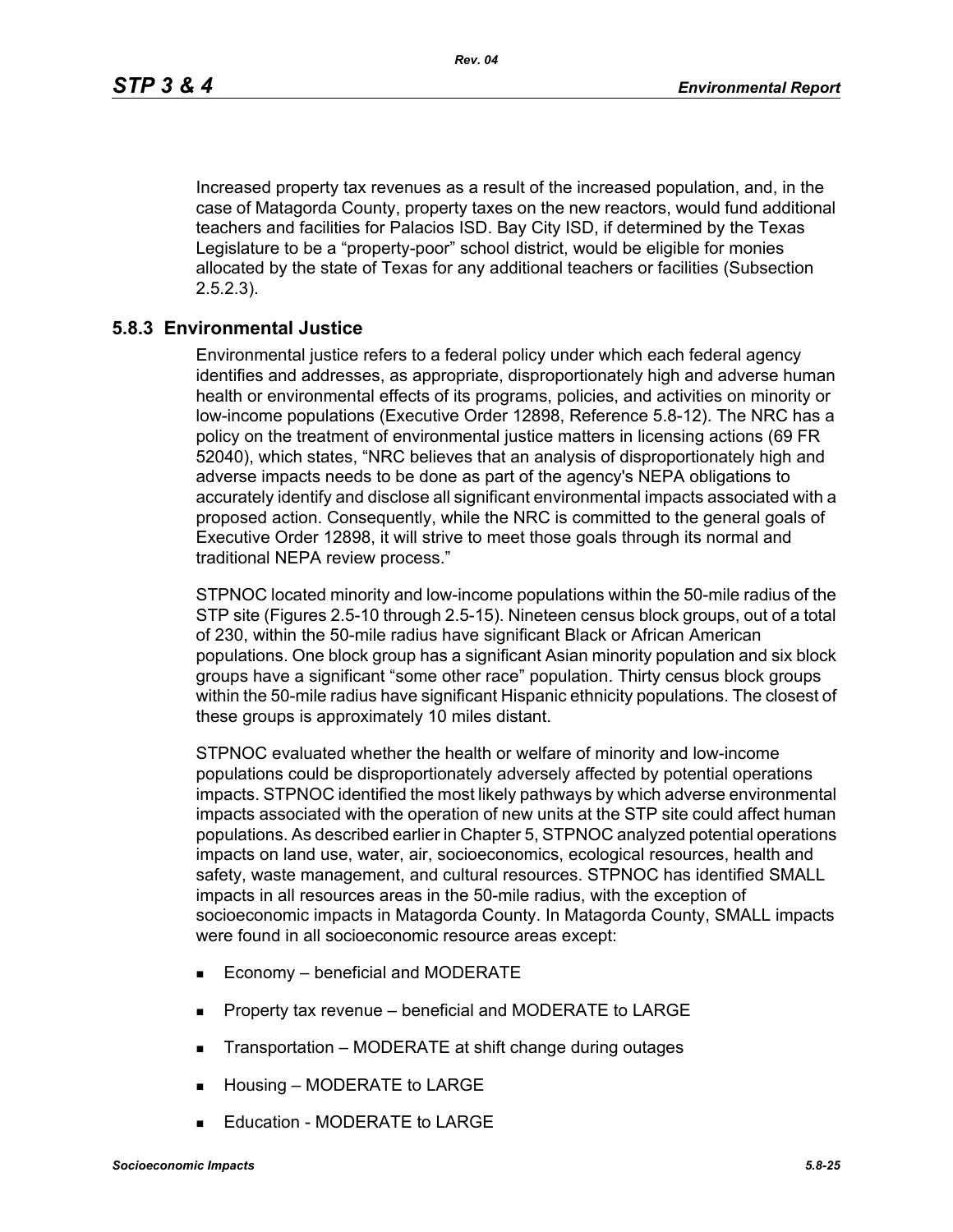Increased property tax revenues as a result of the increased population, and, in the case of Matagorda County, property taxes on the new reactors, would fund additional teachers and facilities for Palacios ISD. Bay City ISD, if determined by the Texas Legislature to be a "property-poor" school district, would be eligible for monies allocated by the state of Texas for any additional teachers or facilities (Subsection 2.5.2.3).

### 5.8.3 Environmental Justice

Environmental justice refers to a federal policy under which each federal agency identifies and addresses, as appropriate, disproportionately high and adverse human health or environmental effects of its programs, policies, and activities on minority or low-income populations (Executive Order 12898, Reference 5.8-12). The NRC has a policy on the treatment of environmental justice matters in licensing actions (69 FR 52040), which states, "NRC believes that an analysis of disproportionately high and adverse impacts needs to be done as part of the agency's NEPA obligations to accurately identify and disclose all significant environmental impacts associated with a proposed action. Consequently, while the NRC is committed to the general goals of Executive Order 12898, it will strive to meet those goals through its normal and traditional NEPA review process."

STPNOC located minority and low-income populations within the 50-mile radius of the STP site (Figures 2.5-10 through 2.5-15). Nineteen census block groups, out of a total of 230, within the 50-mile radius have significant Black or African American populations. One block group has a significant Asian minority population and six block groups have a significant "some other race" population. Thirty census block groups within the 50-mile radius have significant Hispanic ethnicity populations. The closest of these groups is approximately 10 miles distant.

STPNOC evaluated whether the health or welfare of minority and low-income populations could be disproportionately adversely affected by potential operations impacts. STPNOC identified the most likely pathways by which adverse environmental impacts associated with the operation of new units at the STP site could affect human populations. As described earlier in Chapter 5, STPNOC analyzed potential operations impacts on land use, water, air, socioeconomics, ecological resources, health and safety, waste management, and cultural resources. STPNOC has identified SMALL impacts in all resources areas in the 50-mile radius, with the exception of socioeconomic impacts in Matagorda County. In Matagorda County, SMALL impacts were found in all socioeconomic resource areas except:

- Economy – beneficial and MODERATE
- Property tax revenue – beneficial and MODERATE to LARGE
- Transportation – MODERATE at shift change during outages
- Housing – MODERATE to LARGE
- Education - MODERATE to LARGE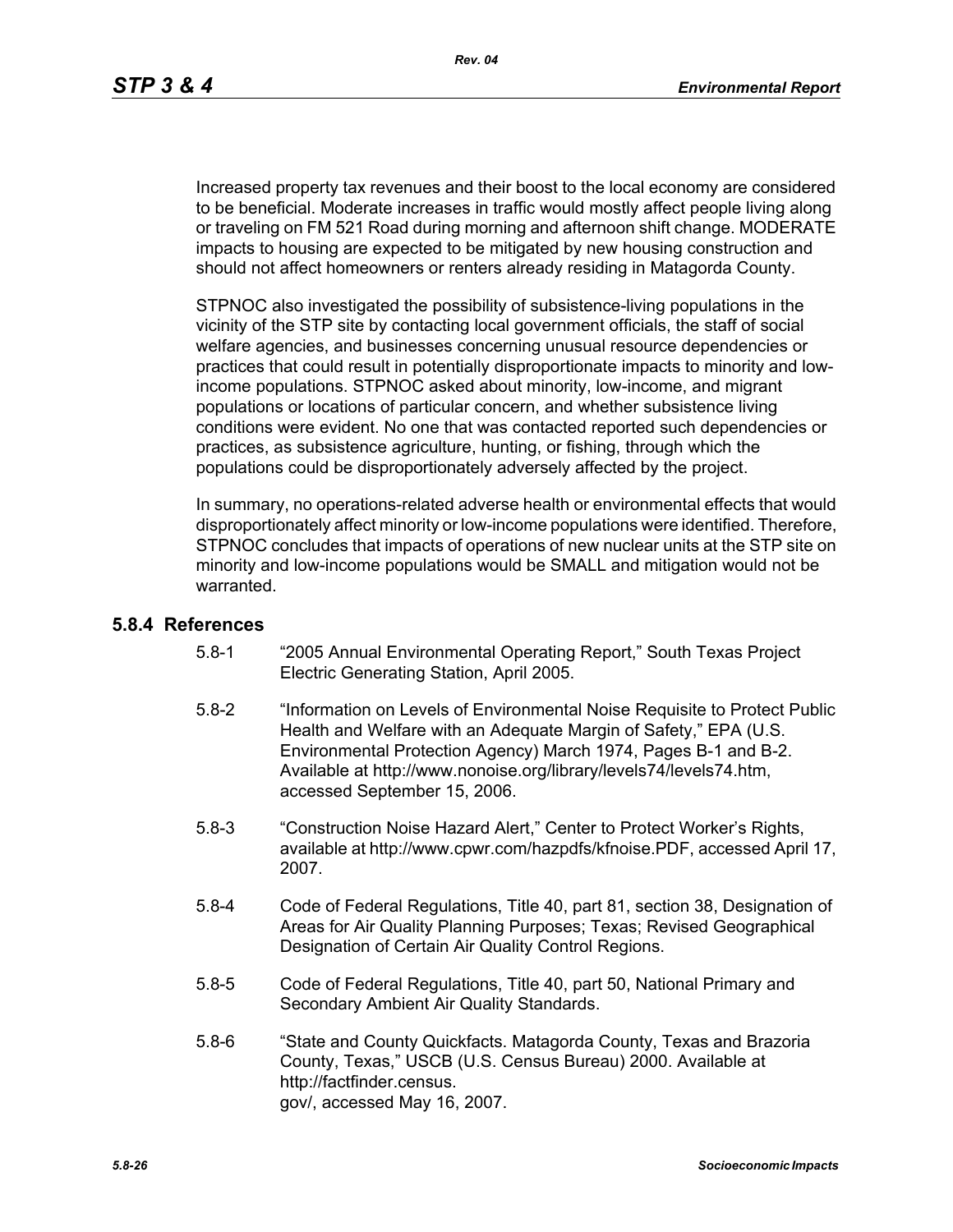Increased property tax revenues and their boost to the local economy are considered to be beneficial. Moderate increases in traffic would mostly affect people living along or traveling on FM 521 Road during morning and afternoon shift change. MODERATE impacts to housing are expected to be mitigated by new housing construction and should not affect homeowners or renters already residing in Matagorda County.

STPNOC also investigated the possibility of subsistence-living populations in the vicinity of the STP site by contacting local government officials, the staff of social welfare agencies, and businesses concerning unusual resource dependencies or practices that could result in potentially disproportionate impacts to minority and low-income populations. STPNOC asked about minority, low-income, and migrant populations or locations of particular concern, and whether subsistence living conditions were evident. No one that was contacted reported such dependencies or practices, as subsistence agriculture, hunting, or fishing, through which the populations could be disproportionately adversely affected by the project.

In summary, no operations-related adverse health or environmental effects that would disproportionately affect minority or low-income populations were identified. Therefore, STPNOC concludes that impacts of operations of new nuclear units at the STP site on minority and low-income populations would be SMALL and mitigation would not be warranted.

### 5.8.4 References

5.8-1 "2005 Annual Environmental Operating Report," South Texas Project Electric Generating Station, April 2005.

5.8-2 "Information on Levels of Environmental Noise Requisite to Protect Public Health and Welfare with an Adequate Margin of Safety," EPA (U.S. Environmental Protection Agency) March 1974, Pages B-1 and B-2. Available at http://www.nonoise.org/library/levels74/levels74.htm, accessed September 15, 2006.

5.8-3 "Construction Noise Hazard Alert," Center to Protect Worker's Rights, available at http://www.cpwr.com/hazpdfs/kfnoise.PDF, accessed April 17, 2007.

5.8-4 Code of Federal Regulations, Title 40, part 81, section 38, Designation of Areas for Air Quality Planning Purposes; Texas; Revised Geographical Designation of Certain Air Quality Control Regions.

5.8-5 Code of Federal Regulations, Title 40, part 50, National Primary and Secondary Ambient Air Quality Standards.

5.8-6 "State and County Quickfacts. Matagorda County, Texas and Brazoria County, Texas," USCB (U.S. Census Bureau) 2000. Available at http://factfinder.census.gov/, accessed May 16, 2007.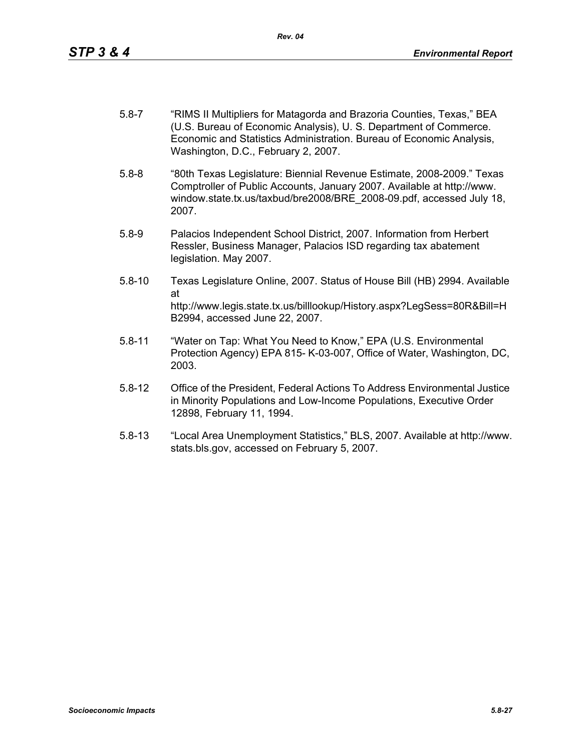5.8-7 "RIMS II Multipliers for Matagorda and Brazoria Counties, Texas," BEA (U.S. Bureau of Economic Analysis), U. S. Department of Commerce. Economic and Statistics Administration. Bureau of Economic Analysis, Washington, D.C., February 2, 2007.

5.8-8 "80th Texas Legislature: Biennial Revenue Estimate, 2008-2009." Texas Comptroller of Public Accounts, January 2007. Available at http://www.window.state.tx.us/taxbud/bre2008/BRE_2008-09.pdf, accessed July 18, 2007.

5.8-9 Palacios Independent School District, 2007. Information from Herbert Ressler, Business Manager, Palacios ISD regarding tax abatement legislation. May 2007.

5.8-10 Texas Legislature Online, 2007. Status of House Bill (HB) 2994. Available at http://www.legis.state.tx.us/billlookup/History.aspx?LegSess=80R&Bill=HB2994, accessed June 22, 2007.

5.8-11 "Water on Tap: What You Need to Know," EPA (U.S. Environmental Protection Agency) EPA 815- K-03-007, Office of Water, Washington, DC, 2003.

5.8-12 Office of the President, Federal Actions To Address Environmental Justice in Minority Populations and Low-Income Populations, Executive Order 12898, February 11, 1994.

5.8-13 "Local Area Unemployment Statistics," BLS, 2007. Available at http://www.stats.bls.gov, accessed on February 5, 2007.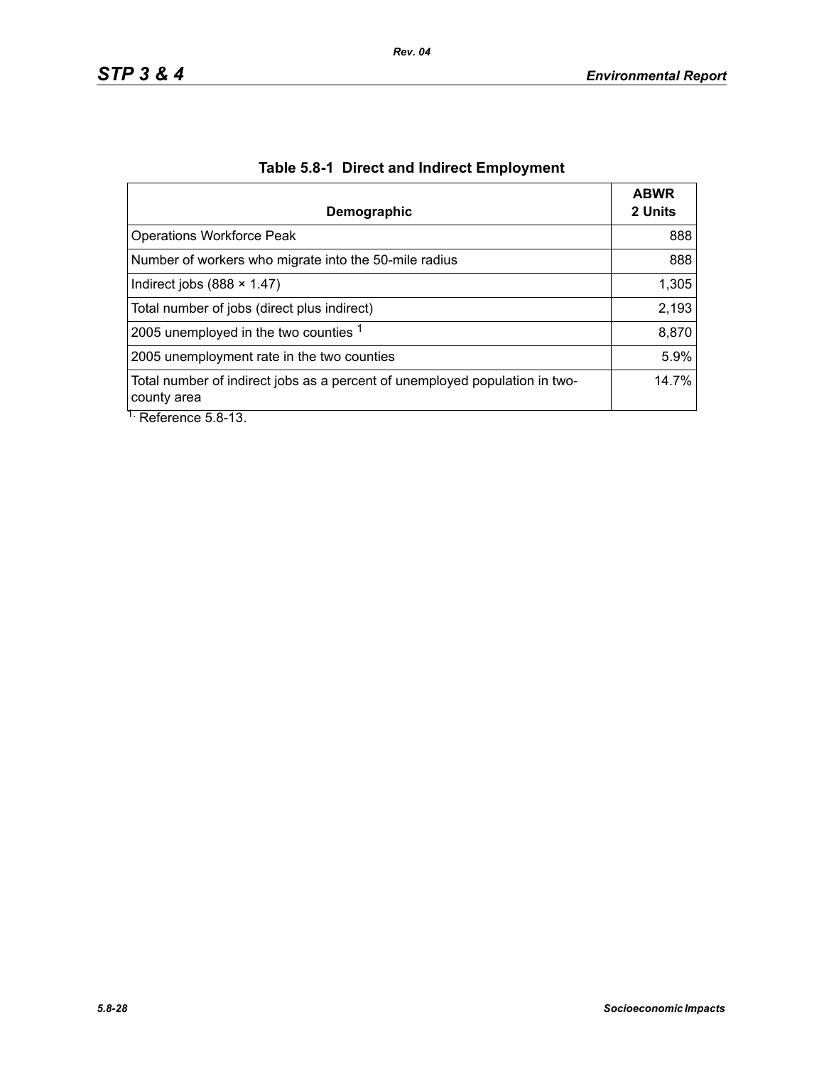**Table 5.8-1 Direct and Indirect Employment**

| Demographic | ABWR 2 Units |
|---|---:|
| Operations Workforce Peak | 888 |
| Number of workers who migrate into the 50-mile radius | 888 |
| Indirect jobs (888 × 1.47) | 1,305 |
| Total number of jobs (direct plus indirect) | 2,193 |
| 2005 unemployed in the two counties [1] | 8,870 |
| 2005 unemployment rate in the two counties | 5.9% |
| Total number of indirect jobs as a percent of unemployed population in two-county area | 14.7% |

1. Reference 5.8-13.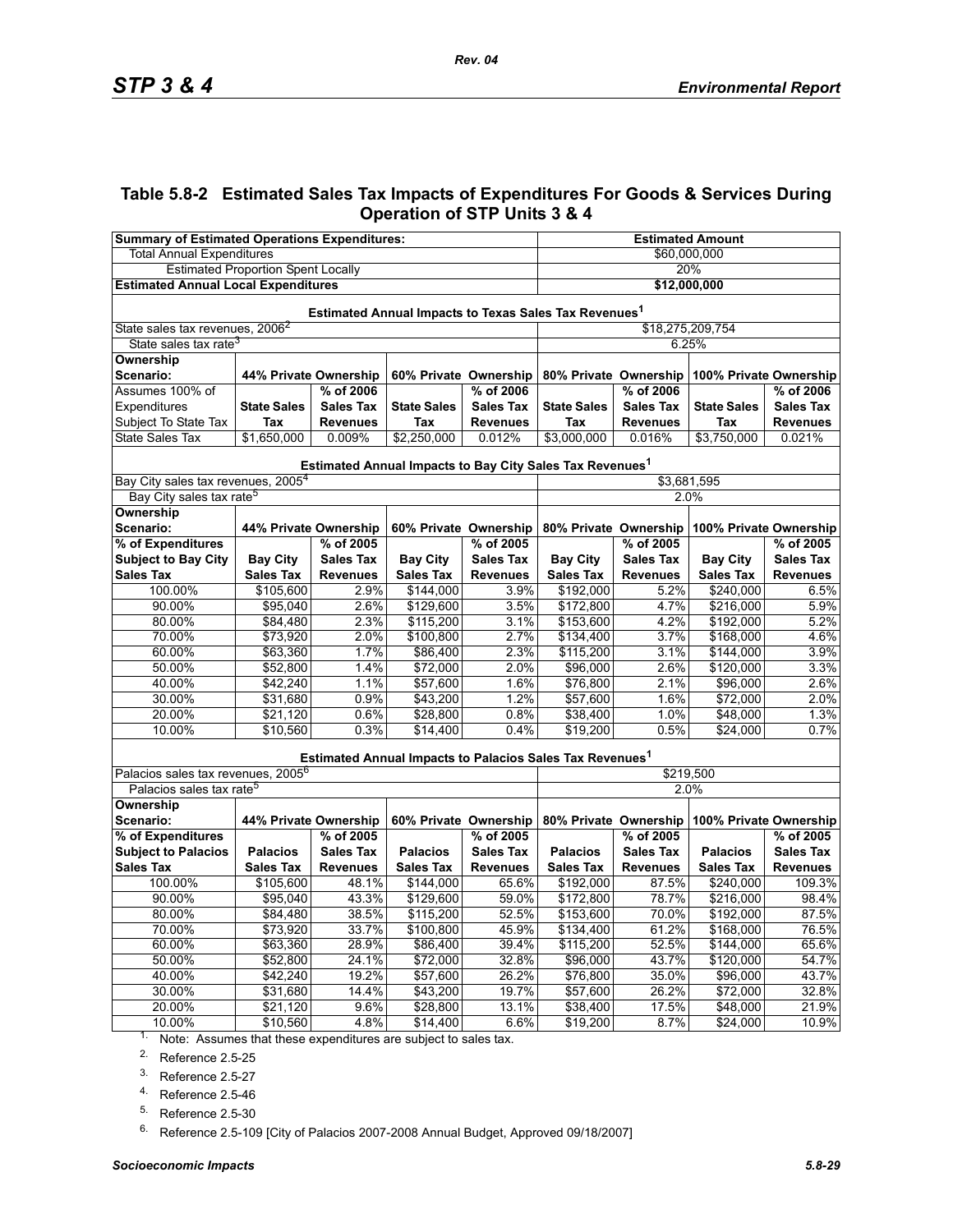## Table 5.8-2 Estimated Sales Tax Impacts of Expenditures For Goods & Services During Operation of STP Units 3 & 4

| Summary of Estimated Operations Expenditures: | | | | | Estimated Amount | | | |
|---|---|---|---|---|---|---|---|---|
| Total Annual Expenditures | | | | | $60,000,000 | | | |
| Estimated Proportion Spent Locally | | | | | 20% | | | |
| **Estimated Annual Local Expenditures** | | | | | **$12,000,000** | | | |
| **Estimated Annual Impacts to Texas Sales Tax Revenues[1]** | | | | | | | | |
| State sales tax revenues, 2006[2] | | | | | $18,275,209,754 | | | |
| State sales tax rate[3] | | | | | 6.25% | | | |
| **Ownership Scenario:** | **44% Private Ownership** | | **60% Private Ownership** | | **80% Private Ownership** | | **100% Private Ownership** | |
| Assumes 100% of Expenditures Subject To State Tax | **State Sales Tax** | **% of 2006 Sales Tax Revenues** | **State Sales Tax** | **% of 2006 Sales Tax Revenues** | **State Sales Tax** | **% of 2006 Sales Tax Revenues** | **State Sales Tax** | **% of 2006 Sales Tax Revenues** |
| State Sales Tax | $1,650,000 | 0.009% | $2,250,000 | 0.012% | $3,000,000 | 0.016% | $3,750,000 | 0.021% |
| **Estimated Annual Impacts to Bay City Sales Tax Revenues[1]** | | | | | | | | |
| Bay City sales tax revenues, 2005[4] | | | | | $3,681,595 | | | |
| Bay City sales tax rate[5] | | | | | 2.0% | | | |
| **Ownership Scenario:** | **44% Private Ownership** | | **60% Private Ownership** | | **80% Private Ownership** | | **100% Private Ownership** | |
| **% of Expenditures Subject to Bay City Sales Tax** | **Bay City Sales Tax** | **% of 2005 Sales Tax Revenues** | **Bay City Sales Tax** | **% of 2005 Sales Tax Revenues** | **Bay City Sales Tax** | **% of 2005 Sales Tax Revenues** | **Bay City Sales Tax** | **% of 2005 Sales Tax Revenues** |
| 100.00% | $105,600 | 2.9% | $144,000 | 3.9% | $192,000 | 5.2% | $240,000 | 6.5% |
| 90.00% | $95,040 | 2.6% | $129,600 | 3.5% | $172,800 | 4.7% | $216,000 | 5.9% |
| 80.00% | $84,480 | 2.3% | $115,200 | 3.1% | $153,600 | 4.2% | $192,000 | 5.2% |
| 70.00% | $73,920 | 2.0% | $100,800 | 2.7% | $134,400 | 3.7% | $168,000 | 4.6% |
| 60.00% | $63,360 | 1.7% | $86,400 | 2.3% | $115,200 | 3.1% | $144,000 | 3.9% |
| 50.00% | $52,800 | 1.4% | $72,000 | 2.0% | $96,000 | 2.6% | $120,000 | 3.3% |
| 40.00% | $42,240 | 1.1% | $57,600 | 1.6% | $76,800 | 2.1% | $96,000 | 2.6% |
| 30.00% | $31,680 | 0.9% | $43,200 | 1.2% | $57,600 | 1.6% | $72,000 | 2.0% |
| 20.00% | $21,120 | 0.6% | $28,800 | 0.8% | $38,400 | 1.0% | $48,000 | 1.3% |
| 10.00% | $10,560 | 0.3% | $14,400 | 0.4% | $19,200 | 0.5% | $24,000 | 0.7% |
| **Estimated Annual Impacts to Palacios Sales Tax Revenues[1]** | | | | | | | | |
| Palacios sales tax revenues, 2005[6] | | | | | $219,500 | | | |
| Palacios sales tax rate[5] | | | | | 2.0% | | | |
| **Ownership Scenario:** | **44% Private Ownership** | | **60% Private Ownership** | | **80% Private Ownership** | | **100% Private Ownership** | |
| **% of Expenditures Subject to Palacios Sales Tax** | **Palacios Sales Tax** | **% of 2005 Sales Tax Revenues** | **Palacios Sales Tax** | **% of 2005 Sales Tax Revenues** | **Palacios Sales Tax** | **% of 2005 Sales Tax Revenues** | **Palacios Sales Tax** | **% of 2005 Sales Tax Revenues** |
| 100.00% | $105,600 | 48.1% | $144,000 | 65.6% | $192,000 | 87.5% | $240,000 | 109.3% |
| 90.00% | $95,040 | 43.3% | $129,600 | 59.0% | $172,800 | 78.7% | $216,000 | 98.4% |
| 80.00% | $84,480 | 38.5% | $115,200 | 52.5% | $153,600 | 70.0% | $192,000 | 87.5% |
| 70.00% | $73,920 | 33.7% | $100,800 | 45.9% | $134,400 | 61.2% | $168,000 | 76.5% |
| 60.00% | $63,360 | 28.9% | $86,400 | 39.4% | $115,200 | 52.5% | $144,000 | 65.6% |
| 50.00% | $52,800 | 24.1% | $72,000 | 32.8% | $96,000 | 43.7% | $120,000 | 54.7% |
| 40.00% | $42,240 | 19.2% | $57,600 | 26.2% | $76,800 | 35.0% | $96,000 | 43.7% |
| 30.00% | $31,680 | 14.4% | $43,200 | 19.7% | $57,600 | 26.2% | $72,000 | 32.8% |
| 20.00% | $21,120 | 9.6% | $28,800 | 13.1% | $38,400 | 17.5% | $48,000 | 21.9% |
| 10.00% | $10,560 | 4.8% | $14,400 | 6.6% | $19,200 | 8.7% | $24,000 | 10.9% |

1. Note: Assumes that these expenditures are subject to sales tax.
2. Reference 2.5-25
3. Reference 2.5-27
4. Reference 2.5-46
5. Reference 2.5-30
6. Reference 2.5-109 [City of Palacios 2007-2008 Annual Budget, Approved 09/18/2007]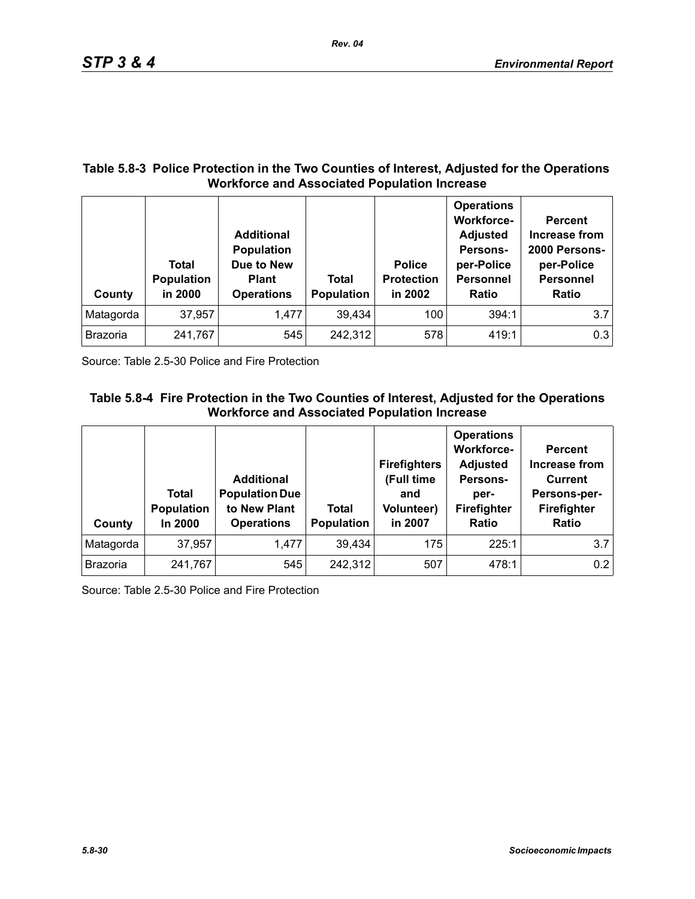**Table 5.8-3 Police Protection in the Two Counties of Interest, Adjusted for the Operations Workforce and Associated Population Increase**

| County | Total Population in 2000 | Additional Population Due to New Plant Operations | Total Population | Police Protection in 2002 | Operations Workforce-Adjusted Persons-per-Police Personnel Ratio | Percent Increase from 2000 Persons-per-Police Personnel Ratio |
|---|---|---|---|---|---|---|
| Matagorda | 37,957 | 1,477 | 39,434 | 100 | 394:1 | 3.7 |
| Brazoria | 241,767 | 545 | 242,312 | 578 | 419:1 | 0.3 |

Source: Table 2.5-30 Police and Fire Protection

**Table 5.8-4 Fire Protection in the Two Counties of Interest, Adjusted for the Operations Workforce and Associated Population Increase**

| County | Total Population In 2000 | Additional Population Due to New Plant Operations | Total Population | Firefighters (Full time and Volunteer) in 2007 | Operations Workforce-Adjusted Persons-per-Firefighter Ratio | Percent Increase from Current Persons-per-Firefighter Ratio |
|---|---|---|---|---|---|---|
| Matagorda | 37,957 | 1,477 | 39,434 | 175 | 225:1 | 3.7 |
| Brazoria | 241,767 | 545 | 242,312 | 507 | 478:1 | 0.2 |

Source: Table 2.5-30 Police and Fire Protection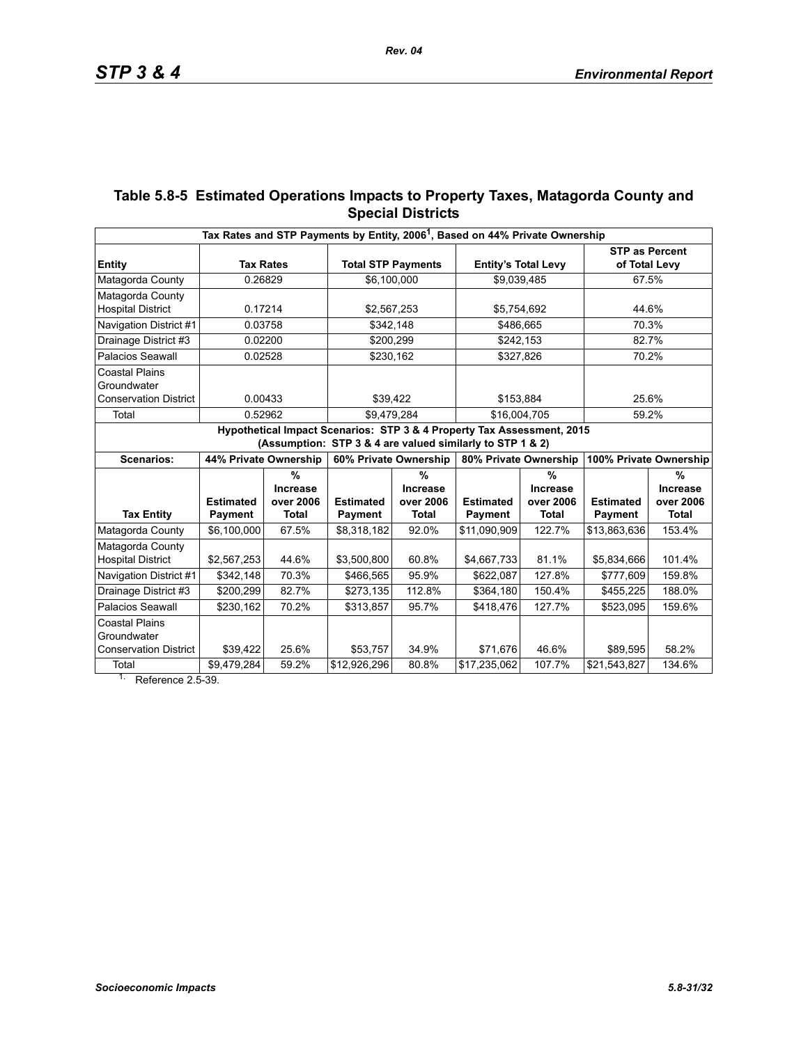## Table 5.8-5 Estimated Operations Impacts to Property Taxes, Matagorda County and Special Districts

| Tax Rates and STP Payments by Entity, 2006[1], Based on 44% Private Ownership | | | | |
|---|---|---|---|---|
| **Entity** | **Tax Rates** | **Total STP Payments** | **Entity's Total Levy** | **STP as Percent of Total Levy** |
| Matagorda County | 0.26829 | $6,100,000 | $9,039,485 | 67.5% |
| Matagorda County Hospital District | 0.17214 | $2,567,253 | $5,754,692 | 44.6% |
| Navigation District #1 | 0.03758 | $342,148 | $486,665 | 70.3% |
| Drainage District #3 | 0.02200 | $200,299 | $242,153 | 82.7% |
| Palacios Seawall | 0.02528 | $230,162 | $327,826 | 70.2% |
| Coastal Plains Groundwater Conservation District | 0.00433 | $39,422 | $153,884 | 25.6% |
| Total | 0.52962 | $9,479,284 | $16,004,705 | 59.2% |

| Hypothetical Impact Scenarios: STP 3 & 4 Property Tax Assessment, 2015 (Assumption: STP 3 & 4 are valued similarly to STP 1 & 2) | | | | | | | | |
|---|---|---|---|---|---|---|---|---|
| **Scenarios:** | **44% Private Ownership** | | **60% Private Ownership** | | **80% Private Ownership** | | **100% Private Ownership** | |
| **Tax Entity** | **Estimated Payment** | **% Increase over 2006 Total** | **Estimated Payment** | **% Increase over 2006 Total** | **Estimated Payment** | **% Increase over 2006 Total** | **Estimated Payment** | **% Increase over 2006 Total** |
| Matagorda County | $6,100,000 | 67.5% | $8,318,182 | 92.0% | $11,090,909 | 122.7% | $13,863,636 | 153.4% |
| Matagorda County Hospital District | $2,567,253 | 44.6% | $3,500,800 | 60.8% | $4,667,733 | 81.1% | $5,834,666 | 101.4% |
| Navigation District #1 | $342,148 | 70.3% | $466,565 | 95.9% | $622,087 | 127.8% | $777,609 | 159.8% |
| Drainage District #3 | $200,299 | 82.7% | $273,135 | 112.8% | $364,180 | 150.4% | $455,225 | 188.0% |
| Palacios Seawall | $230,162 | 70.2% | $313,857 | 95.7% | $418,476 | 127.7% | $523,095 | 159.6% |
| Coastal Plains Groundwater Conservation District | $39,422 | 25.6% | $53,757 | 34.9% | $71,676 | 46.6% | $89,595 | 58.2% |
| Total | $9,479,284 | 59.2% | $12,926,296 | 80.8% | $17,235,062 | 107.7% | $21,543,827 | 134.6% |

1. Reference 2.5-39.